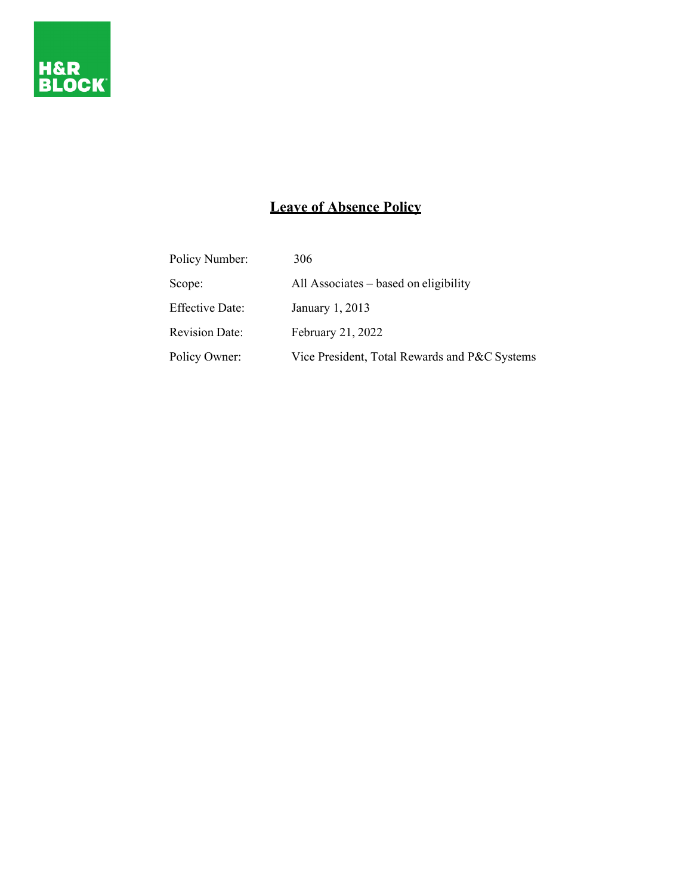# Leave of Absence Policy

| | |
|---|---|
| Policy Number: | 306 |
| Scope: | All Associates – based on eligibility |
| Effective Date: | January 1, 2013 |
| Revision Date: | February 21, 2022 |
| Policy Owner: | Vice President, Total Rewards and P&C Systems |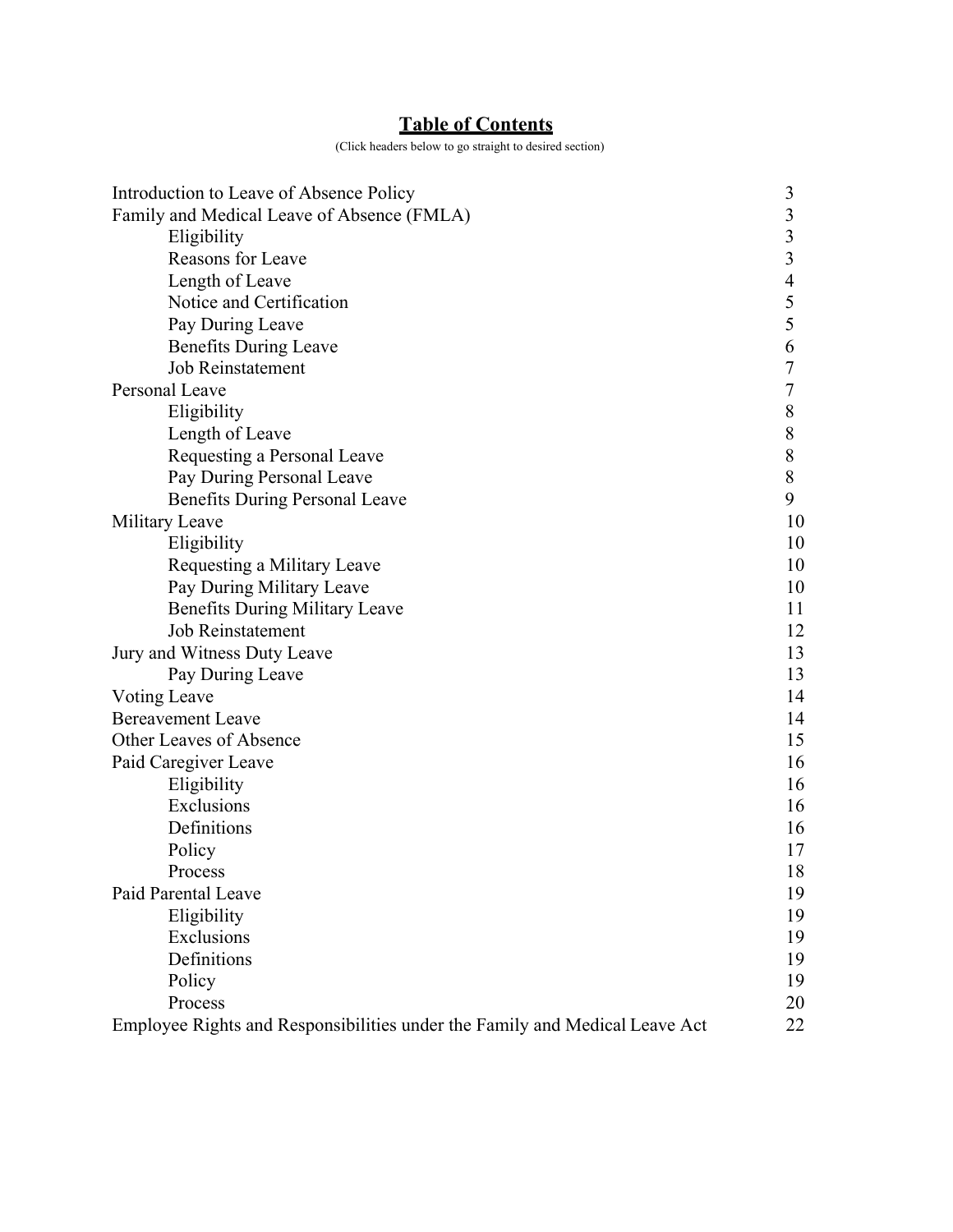# Table of Contents

(Click headers below to go straight to desired section)

| Section | Page |
|---|---|
| Introduction to Leave of Absence Policy | 3 |
| Family and Medical Leave of Absence (FMLA) | 3 |
| &nbsp;&nbsp;&nbsp;&nbsp;Eligibility | 3 |
| &nbsp;&nbsp;&nbsp;&nbsp;Reasons for Leave | 3 |
| &nbsp;&nbsp;&nbsp;&nbsp;Length of Leave | 4 |
| &nbsp;&nbsp;&nbsp;&nbsp;Notice and Certification | 5 |
| &nbsp;&nbsp;&nbsp;&nbsp;Pay During Leave | 5 |
| &nbsp;&nbsp;&nbsp;&nbsp;Benefits During Leave | 6 |
| &nbsp;&nbsp;&nbsp;&nbsp;Job Reinstatement | 7 |
| Personal Leave | 7 |
| &nbsp;&nbsp;&nbsp;&nbsp;Eligibility | 8 |
| &nbsp;&nbsp;&nbsp;&nbsp;Length of Leave | 8 |
| &nbsp;&nbsp;&nbsp;&nbsp;Requesting a Personal Leave | 8 |
| &nbsp;&nbsp;&nbsp;&nbsp;Pay During Personal Leave | 8 |
| &nbsp;&nbsp;&nbsp;&nbsp;Benefits During Personal Leave | 9 |
| Military Leave | 10 |
| &nbsp;&nbsp;&nbsp;&nbsp;Eligibility | 10 |
| &nbsp;&nbsp;&nbsp;&nbsp;Requesting a Military Leave | 10 |
| &nbsp;&nbsp;&nbsp;&nbsp;Pay During Military Leave | 10 |
| &nbsp;&nbsp;&nbsp;&nbsp;Benefits During Military Leave | 11 |
| &nbsp;&nbsp;&nbsp;&nbsp;Job Reinstatement | 12 |
| Jury and Witness Duty Leave | 13 |
| &nbsp;&nbsp;&nbsp;&nbsp;Pay During Leave | 13 |
| Voting Leave | 14 |
| Bereavement Leave | 14 |
| Other Leaves of Absence | 15 |
| Paid Caregiver Leave | 16 |
| &nbsp;&nbsp;&nbsp;&nbsp;Eligibility | 16 |
| &nbsp;&nbsp;&nbsp;&nbsp;Exclusions | 16 |
| &nbsp;&nbsp;&nbsp;&nbsp;Definitions | 16 |
| &nbsp;&nbsp;&nbsp;&nbsp;Policy | 17 |
| &nbsp;&nbsp;&nbsp;&nbsp;Process | 18 |
| Paid Parental Leave | 19 |
| &nbsp;&nbsp;&nbsp;&nbsp;Eligibility | 19 |
| &nbsp;&nbsp;&nbsp;&nbsp;Exclusions | 19 |
| &nbsp;&nbsp;&nbsp;&nbsp;Definitions | 19 |
| &nbsp;&nbsp;&nbsp;&nbsp;Policy | 19 |
| &nbsp;&nbsp;&nbsp;&nbsp;Process | 20 |
| Employee Rights and Responsibilities under the Family and Medical Leave Act | 22 |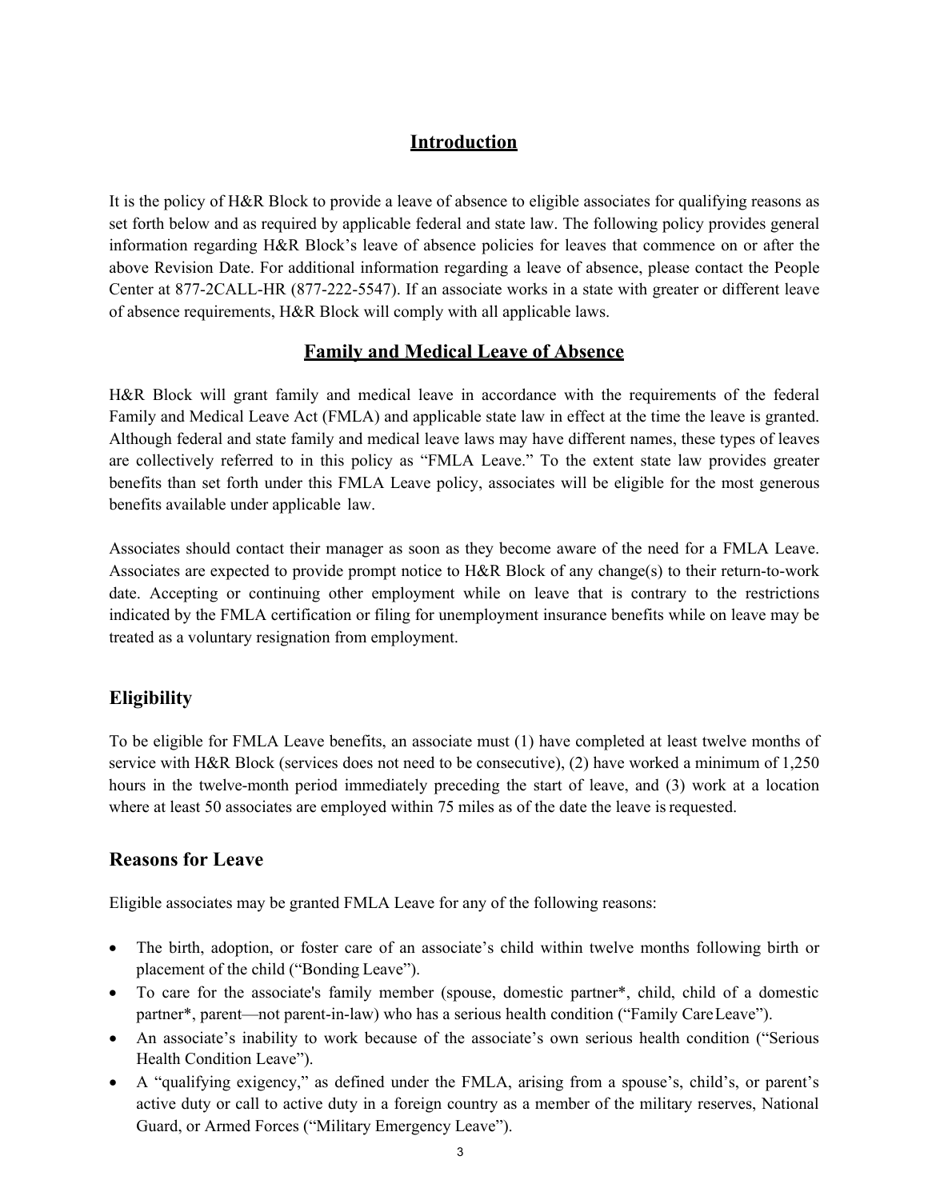## Introduction

It is the policy of H&R Block to provide a leave of absence to eligible associates for qualifying reasons as set forth below and as required by applicable federal and state law. The following policy provides general information regarding H&R Block's leave of absence policies for leaves that commence on or after the above Revision Date. For additional information regarding a leave of absence, please contact the People Center at 877-2CALL-HR (877-222-5547). If an associate works in a state with greater or different leave of absence requirements, H&R Block will comply with all applicable laws.

## Family and Medical Leave of Absence

H&R Block will grant family and medical leave in accordance with the requirements of the federal Family and Medical Leave Act (FMLA) and applicable state law in effect at the time the leave is granted. Although federal and state family and medical leave laws may have different names, these types of leaves are collectively referred to in this policy as "FMLA Leave." To the extent state law provides greater benefits than set forth under this FMLA Leave policy, associates will be eligible for the most generous benefits available under applicable law.

Associates should contact their manager as soon as they become aware of the need for a FMLA Leave. Associates are expected to provide prompt notice to H&R Block of any change(s) to their return-to-work date. Accepting or continuing other employment while on leave that is contrary to the restrictions indicated by the FMLA certification or filing for unemployment insurance benefits while on leave may be treated as a voluntary resignation from employment.

### Eligibility

To be eligible for FMLA Leave benefits, an associate must (1) have completed at least twelve months of service with H&R Block (services does not need to be consecutive), (2) have worked a minimum of 1,250 hours in the twelve-month period immediately preceding the start of leave, and (3) work at a location where at least 50 associates are employed within 75 miles as of the date the leave is requested.

### Reasons for Leave

Eligible associates may be granted FMLA Leave for any of the following reasons:

- The birth, adoption, or foster care of an associate's child within twelve months following birth or placement of the child ("Bonding Leave").
- To care for the associate's family member (spouse, domestic partner*, child, child of a domestic partner*, parent—not parent-in-law) who has a serious health condition ("Family Care Leave").
- An associate's inability to work because of the associate's own serious health condition ("Serious Health Condition Leave").
- A "qualifying exigency," as defined under the FMLA, arising from a spouse's, child's, or parent's active duty or call to active duty in a foreign country as a member of the military reserves, National Guard, or Armed Forces ("Military Emergency Leave").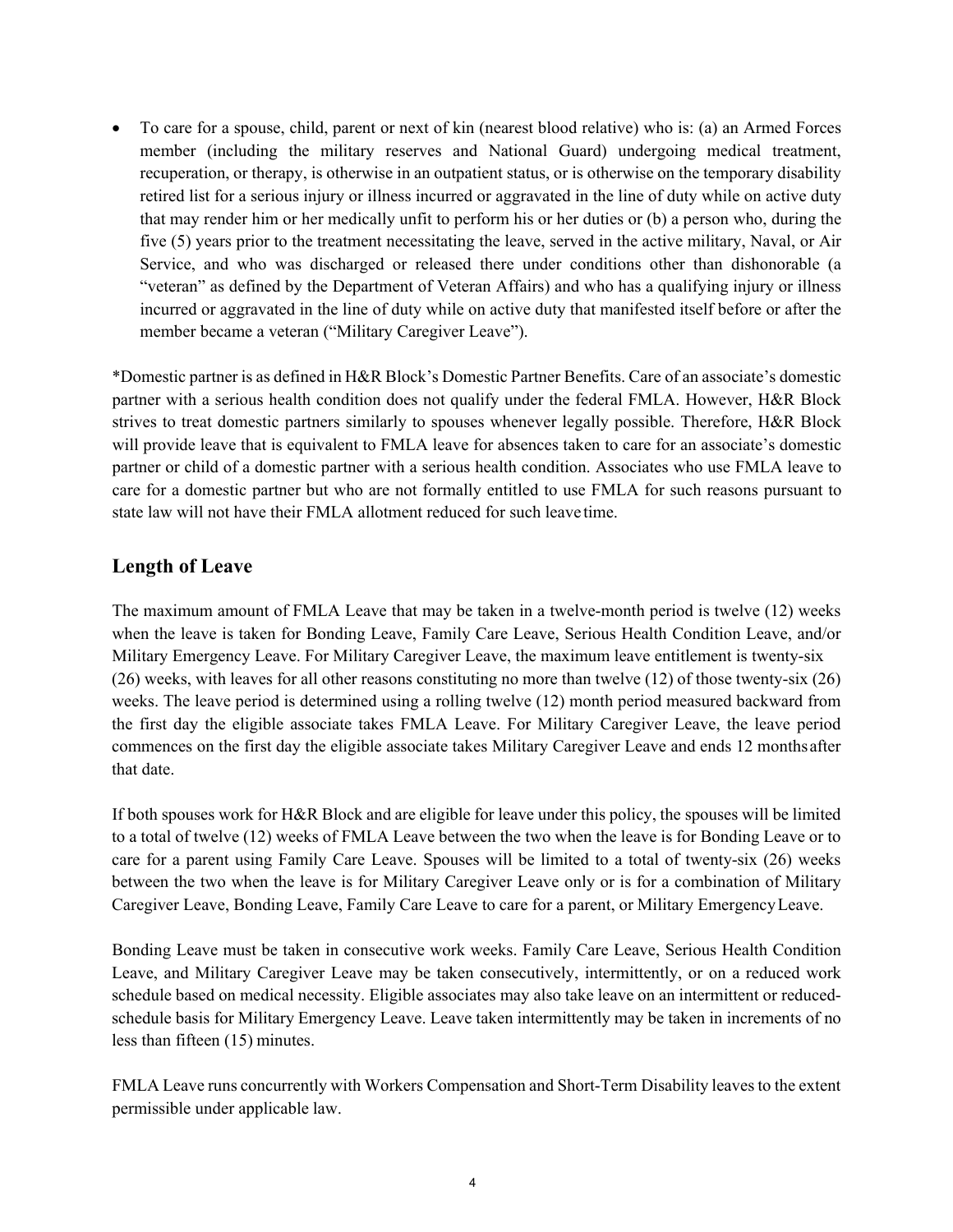- To care for a spouse, child, parent or next of kin (nearest blood relative) who is: (a) an Armed Forces member (including the military reserves and National Guard) undergoing medical treatment, recuperation, or therapy, is otherwise in an outpatient status, or is otherwise on the temporary disability retired list for a serious injury or illness incurred or aggravated in the line of duty while on active duty that may render him or her medically unfit to perform his or her duties or (b) a person who, during the five (5) years prior to the treatment necessitating the leave, served in the active military, Naval, or Air Service, and who was discharged or released there under conditions other than dishonorable (a "veteran" as defined by the Department of Veteran Affairs) and who has a qualifying injury or illness incurred or aggravated in the line of duty while on active duty that manifested itself before or after the member became a veteran ("Military Caregiver Leave").

*Domestic partner is as defined in H&R Block's Domestic Partner Benefits. Care of an associate's domestic partner with a serious health condition does not qualify under the federal FMLA. However, H&R Block strives to treat domestic partners similarly to spouses whenever legally possible. Therefore, H&R Block will provide leave that is equivalent to FMLA leave for absences taken to care for an associate's domestic partner or child of a domestic partner with a serious health condition. Associates who use FMLA leave to care for a domestic partner but who are not formally entitled to use FMLA for such reasons pursuant to state law will not have their FMLA allotment reduced for such leave time.

## Length of Leave

The maximum amount of FMLA Leave that may be taken in a twelve-month period is twelve (12) weeks when the leave is taken for Bonding Leave, Family Care Leave, Serious Health Condition Leave, and/or Military Emergency Leave. For Military Caregiver Leave, the maximum leave entitlement is twenty-six (26) weeks, with leaves for all other reasons constituting no more than twelve (12) of those twenty-six (26) weeks. The leave period is determined using a rolling twelve (12) month period measured backward from the first day the eligible associate takes FMLA Leave. For Military Caregiver Leave, the leave period commences on the first day the eligible associate takes Military Caregiver Leave and ends 12 months after that date.

If both spouses work for H&R Block and are eligible for leave under this policy, the spouses will be limited to a total of twelve (12) weeks of FMLA Leave between the two when the leave is for Bonding Leave or to care for a parent using Family Care Leave. Spouses will be limited to a total of twenty-six (26) weeks between the two when the leave is for Military Caregiver Leave only or is for a combination of Military Caregiver Leave, Bonding Leave, Family Care Leave to care for a parent, or Military Emergency Leave.

Bonding Leave must be taken in consecutive work weeks. Family Care Leave, Serious Health Condition Leave, and Military Caregiver Leave may be taken consecutively, intermittently, or on a reduced work schedule based on medical necessity. Eligible associates may also take leave on an intermittent or reduced-schedule basis for Military Emergency Leave. Leave taken intermittently may be taken in increments of no less than fifteen (15) minutes.

FMLA Leave runs concurrently with Workers Compensation and Short-Term Disability leaves to the extent permissible under applicable law.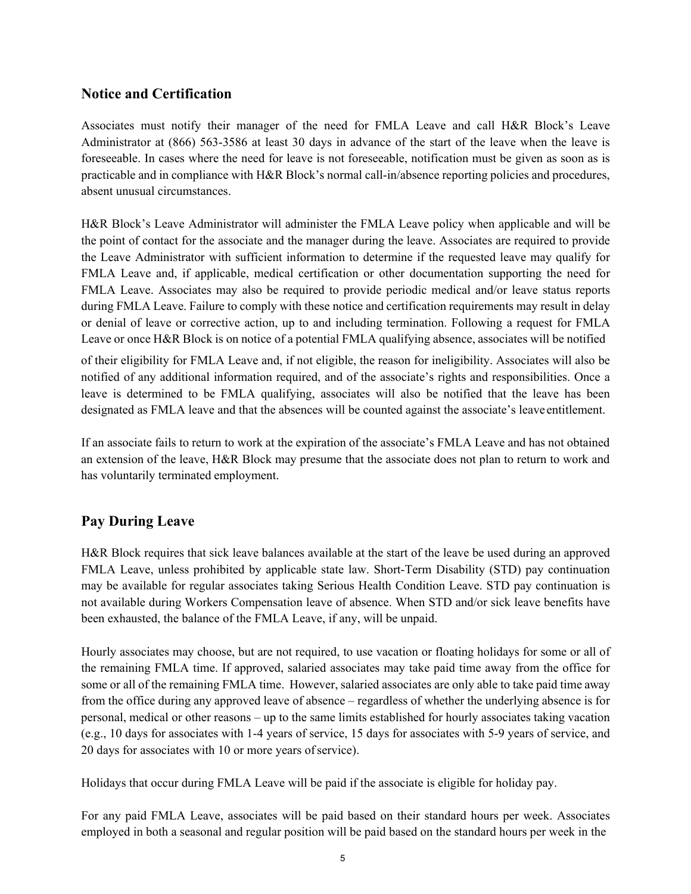## Notice and Certification

Associates must notify their manager of the need for FMLA Leave and call H&R Block's Leave Administrator at (866) 563-3586 at least 30 days in advance of the start of the leave when the leave is foreseeable. In cases where the need for leave is not foreseeable, notification must be given as soon as is practicable and in compliance with H&R Block's normal call-in/absence reporting policies and procedures, absent unusual circumstances.

H&R Block's Leave Administrator will administer the FMLA Leave policy when applicable and will be the point of contact for the associate and the manager during the leave. Associates are required to provide the Leave Administrator with sufficient information to determine if the requested leave may qualify for FMLA Leave and, if applicable, medical certification or other documentation supporting the need for FMLA Leave. Associates may also be required to provide periodic medical and/or leave status reports during FMLA Leave. Failure to comply with these notice and certification requirements may result in delay or denial of leave or corrective action, up to and including termination. Following a request for FMLA Leave or once H&R Block is on notice of a potential FMLA qualifying absence, associates will be notified of their eligibility for FMLA Leave and, if not eligible, the reason for ineligibility. Associates will also be notified of any additional information required, and of the associate's rights and responsibilities. Once a leave is determined to be FMLA qualifying, associates will also be notified that the leave has been designated as FMLA leave and that the absences will be counted against the associate's leave entitlement.

If an associate fails to return to work at the expiration of the associate's FMLA Leave and has not obtained an extension of the leave, H&R Block may presume that the associate does not plan to return to work and has voluntarily terminated employment.

## Pay During Leave

H&R Block requires that sick leave balances available at the start of the leave be used during an approved FMLA Leave, unless prohibited by applicable state law. Short-Term Disability (STD) pay continuation may be available for regular associates taking Serious Health Condition Leave. STD pay continuation is not available during Workers Compensation leave of absence. When STD and/or sick leave benefits have been exhausted, the balance of the FMLA Leave, if any, will be unpaid.

Hourly associates may choose, but are not required, to use vacation or floating holidays for some or all of the remaining FMLA time. If approved, salaried associates may take paid time away from the office for some or all of the remaining FMLA time. However, salaried associates are only able to take paid time away from the office during any approved leave of absence – regardless of whether the underlying absence is for personal, medical or other reasons – up to the same limits established for hourly associates taking vacation (e.g., 10 days for associates with 1-4 years of service, 15 days for associates with 5-9 years of service, and 20 days for associates with 10 or more years of service).

Holidays that occur during FMLA Leave will be paid if the associate is eligible for holiday pay.

For any paid FMLA Leave, associates will be paid based on their standard hours per week. Associates employed in both a seasonal and regular position will be paid based on the standard hours per week in the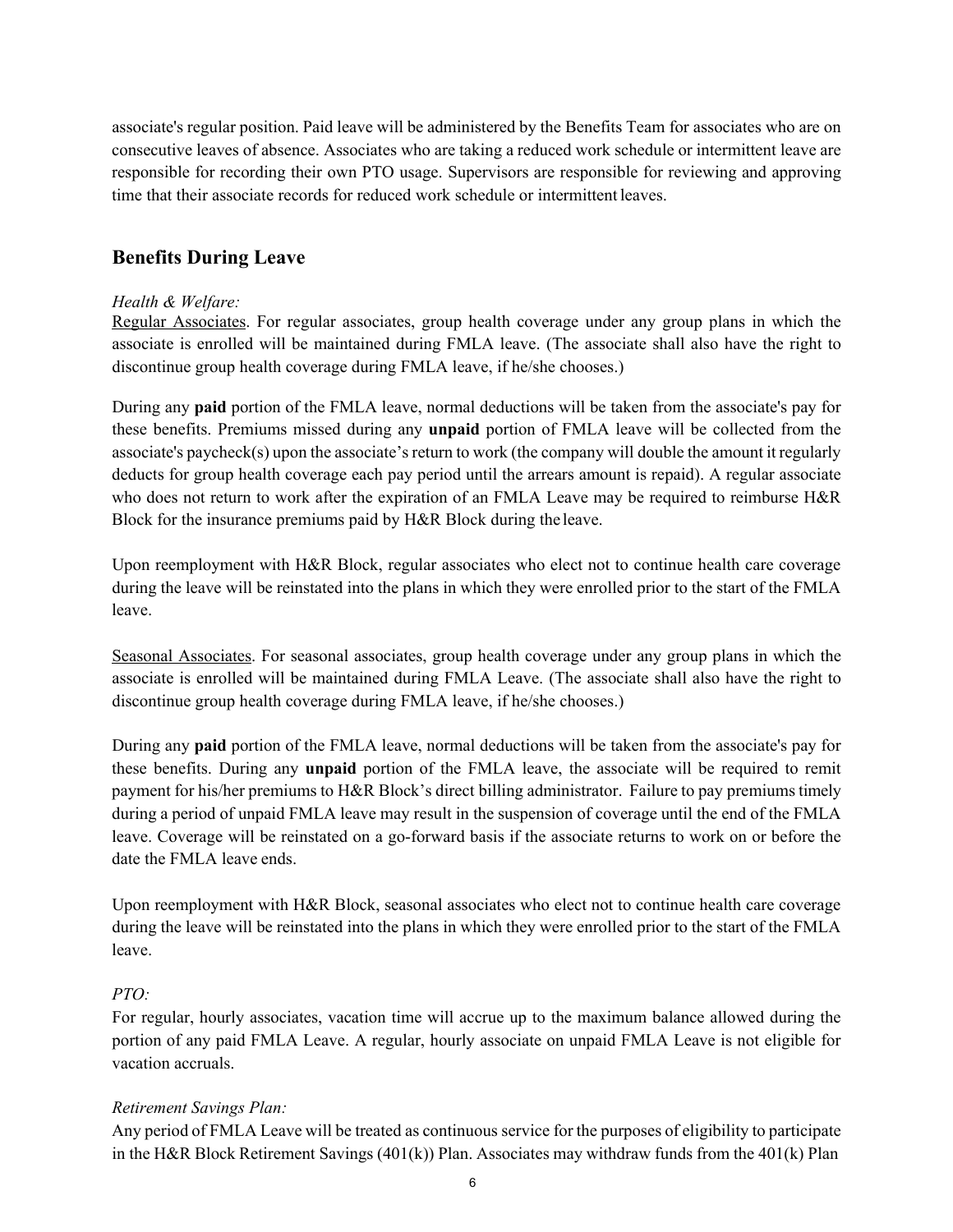associate's regular position. Paid leave will be administered by the Benefits Team for associates who are on consecutive leaves of absence. Associates who are taking a reduced work schedule or intermittent leave are responsible for recording their own PTO usage. Supervisors are responsible for reviewing and approving time that their associate records for reduced work schedule or intermittent leaves.

## Benefits During Leave

*Health & Welfare:*

Regular Associates. For regular associates, group health coverage under any group plans in which the associate is enrolled will be maintained during FMLA leave. (The associate shall also have the right to discontinue group health coverage during FMLA leave, if he/she chooses.)

During any **paid** portion of the FMLA leave, normal deductions will be taken from the associate's pay for these benefits. Premiums missed during any **unpaid** portion of FMLA leave will be collected from the associate's paycheck(s) upon the associate's return to work (the company will double the amount it regularly deducts for group health coverage each pay period until the arrears amount is repaid). A regular associate who does not return to work after the expiration of an FMLA Leave may be required to reimburse H&R Block for the insurance premiums paid by H&R Block during the leave.

Upon reemployment with H&R Block, regular associates who elect not to continue health care coverage during the leave will be reinstated into the plans in which they were enrolled prior to the start of the FMLA leave.

Seasonal Associates. For seasonal associates, group health coverage under any group plans in which the associate is enrolled will be maintained during FMLA Leave. (The associate shall also have the right to discontinue group health coverage during FMLA leave, if he/she chooses.)

During any **paid** portion of the FMLA leave, normal deductions will be taken from the associate's pay for these benefits. During any **unpaid** portion of the FMLA leave, the associate will be required to remit payment for his/her premiums to H&R Block's direct billing administrator. Failure to pay premiums timely during a period of unpaid FMLA leave may result in the suspension of coverage until the end of the FMLA leave. Coverage will be reinstated on a go-forward basis if the associate returns to work on or before the date the FMLA leave ends.

Upon reemployment with H&R Block, seasonal associates who elect not to continue health care coverage during the leave will be reinstated into the plans in which they were enrolled prior to the start of the FMLA leave.

*PTO:*

For regular, hourly associates, vacation time will accrue up to the maximum balance allowed during the portion of any paid FMLA Leave. A regular, hourly associate on unpaid FMLA Leave is not eligible for vacation accruals.

*Retirement Savings Plan:*

Any period of FMLA Leave will be treated as continuous service for the purposes of eligibility to participate in the H&R Block Retirement Savings (401(k)) Plan. Associates may withdraw funds from the 401(k) Plan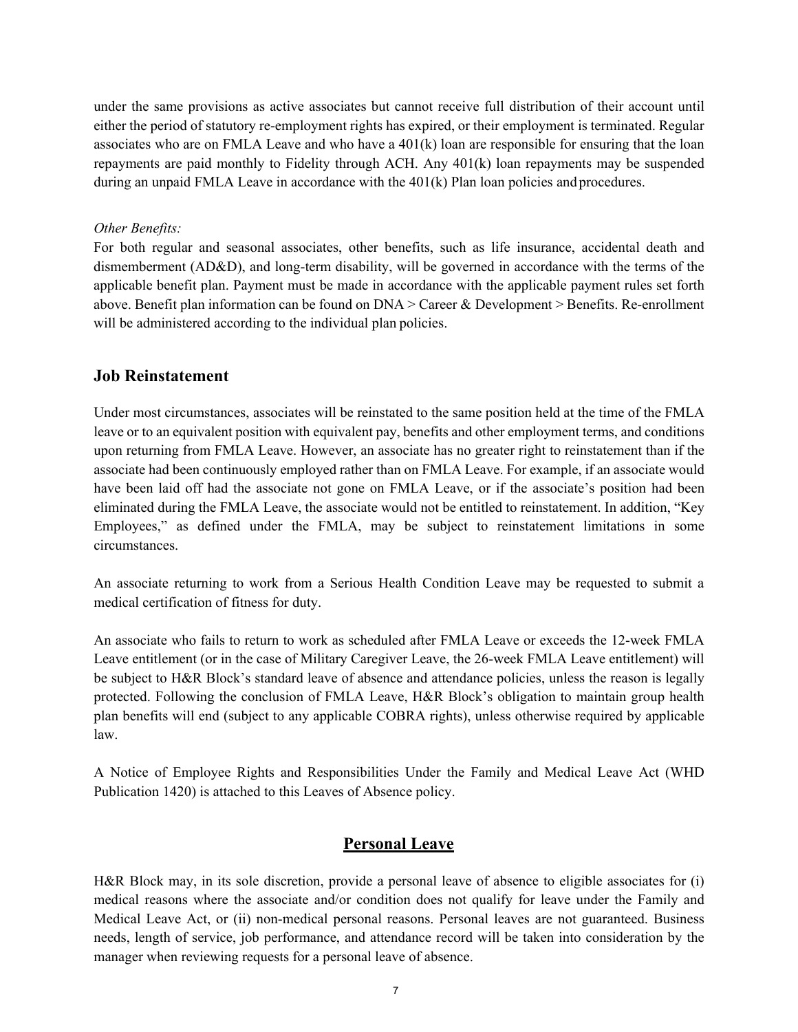under the same provisions as active associates but cannot receive full distribution of their account until either the period of statutory re-employment rights has expired, or their employment is terminated. Regular associates who are on FMLA Leave and who have a 401(k) loan are responsible for ensuring that the loan repayments are paid monthly to Fidelity through ACH. Any 401(k) loan repayments may be suspended during an unpaid FMLA Leave in accordance with the 401(k) Plan loan policies and procedures.

*Other Benefits:*
For both regular and seasonal associates, other benefits, such as life insurance, accidental death and dismemberment (AD&D), and long-term disability, will be governed in accordance with the terms of the applicable benefit plan. Payment must be made in accordance with the applicable payment rules set forth above. Benefit plan information can be found on DNA > Career & Development > Benefits. Re-enrollment will be administered according to the individual plan policies.

## Job Reinstatement

Under most circumstances, associates will be reinstated to the same position held at the time of the FMLA leave or to an equivalent position with equivalent pay, benefits and other employment terms, and conditions upon returning from FMLA Leave. However, an associate has no greater right to reinstatement than if the associate had been continuously employed rather than on FMLA Leave. For example, if an associate would have been laid off had the associate not gone on FMLA Leave, or if the associate's position had been eliminated during the FMLA Leave, the associate would not be entitled to reinstatement. In addition, "Key Employees," as defined under the FMLA, may be subject to reinstatement limitations in some circumstances.

An associate returning to work from a Serious Health Condition Leave may be requested to submit a medical certification of fitness for duty.

An associate who fails to return to work as scheduled after FMLA Leave or exceeds the 12-week FMLA Leave entitlement (or in the case of Military Caregiver Leave, the 26-week FMLA Leave entitlement) will be subject to H&R Block's standard leave of absence and attendance policies, unless the reason is legally protected. Following the conclusion of FMLA Leave, H&R Block's obligation to maintain group health plan benefits will end (subject to any applicable COBRA rights), unless otherwise required by applicable law.

A Notice of Employee Rights and Responsibilities Under the Family and Medical Leave Act (WHD Publication 1420) is attached to this Leaves of Absence policy.

# Personal Leave

H&R Block may, in its sole discretion, provide a personal leave of absence to eligible associates for (i) medical reasons where the associate and/or condition does not qualify for leave under the Family and Medical Leave Act, or (ii) non-medical personal reasons. Personal leaves are not guaranteed. Business needs, length of service, job performance, and attendance record will be taken into consideration by the manager when reviewing requests for a personal leave of absence.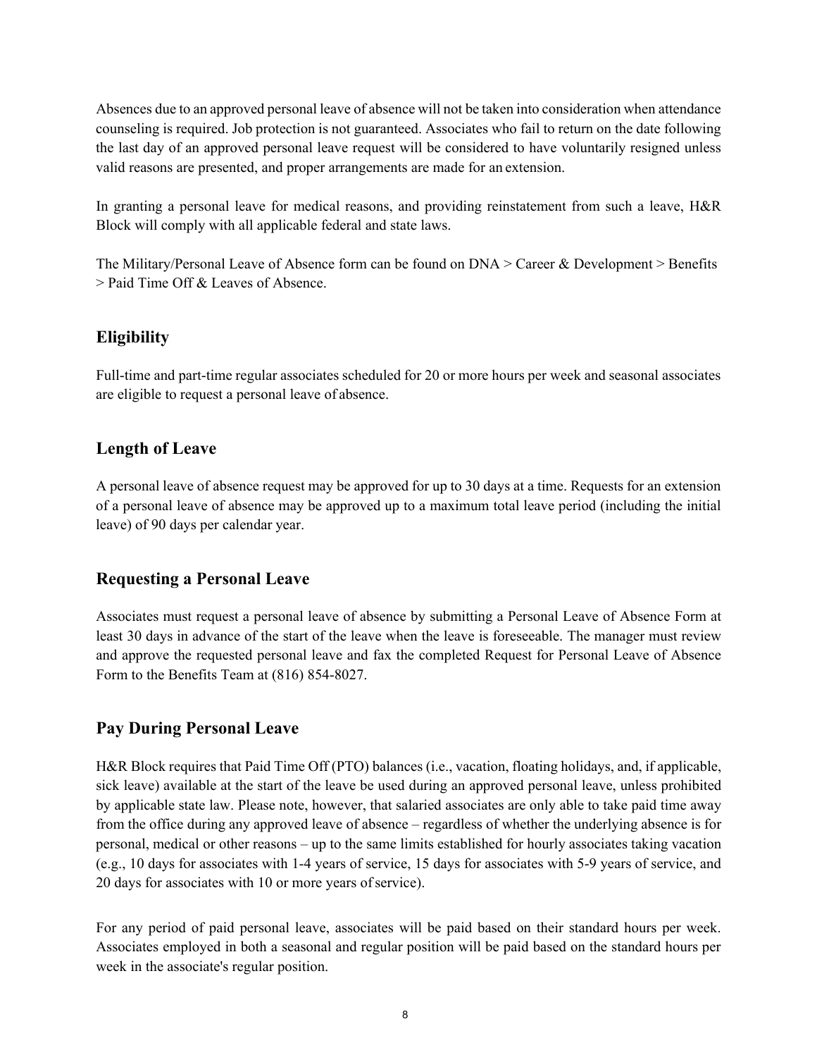Absences due to an approved personal leave of absence will not be taken into consideration when attendance counseling is required. Job protection is not guaranteed. Associates who fail to return on the date following the last day of an approved personal leave request will be considered to have voluntarily resigned unless valid reasons are presented, and proper arrangements are made for an extension.

In granting a personal leave for medical reasons, and providing reinstatement from such a leave, H&R Block will comply with all applicable federal and state laws.

The Military/Personal Leave of Absence form can be found on DNA > Career & Development > Benefits > Paid Time Off & Leaves of Absence.

## Eligibility

Full-time and part-time regular associates scheduled for 20 or more hours per week and seasonal associates are eligible to request a personal leave of absence.

## Length of Leave

A personal leave of absence request may be approved for up to 30 days at a time. Requests for an extension of a personal leave of absence may be approved up to a maximum total leave period (including the initial leave) of 90 days per calendar year.

## Requesting a Personal Leave

Associates must request a personal leave of absence by submitting a Personal Leave of Absence Form at least 30 days in advance of the start of the leave when the leave is foreseeable. The manager must review and approve the requested personal leave and fax the completed Request for Personal Leave of Absence Form to the Benefits Team at (816) 854-8027.

## Pay During Personal Leave

H&R Block requires that Paid Time Off (PTO) balances (i.e., vacation, floating holidays, and, if applicable, sick leave) available at the start of the leave be used during an approved personal leave, unless prohibited by applicable state law. Please note, however, that salaried associates are only able to take paid time away from the office during any approved leave of absence – regardless of whether the underlying absence is for personal, medical or other reasons – up to the same limits established for hourly associates taking vacation (e.g., 10 days for associates with 1-4 years of service, 15 days for associates with 5-9 years of service, and 20 days for associates with 10 or more years of service).

For any period of paid personal leave, associates will be paid based on their standard hours per week. Associates employed in both a seasonal and regular position will be paid based on the standard hours per week in the associate's regular position.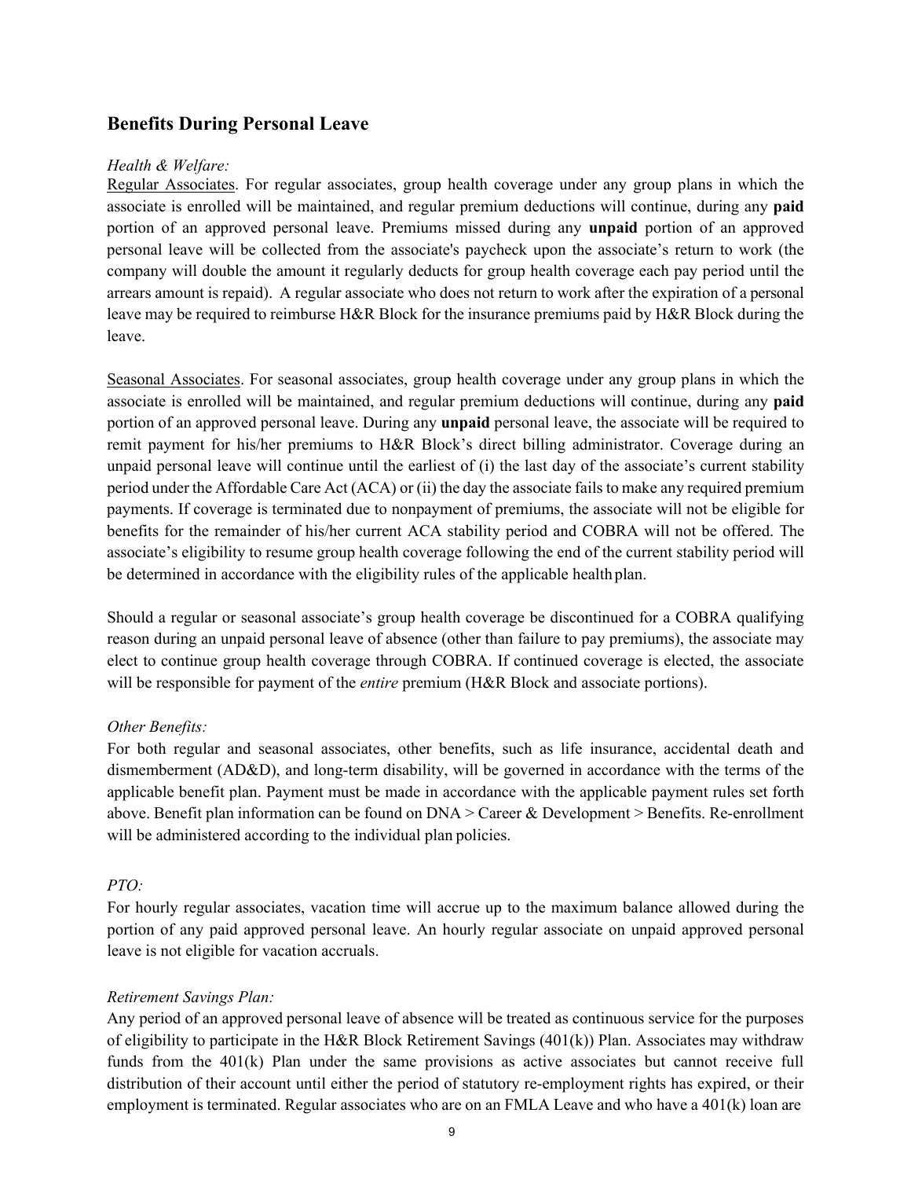## Benefits During Personal Leave

*Health & Welfare:*

Regular Associates. For regular associates, group health coverage under any group plans in which the associate is enrolled will be maintained, and regular premium deductions will continue, during any **paid** portion of an approved personal leave. Premiums missed during any **unpaid** portion of an approved personal leave will be collected from the associate's paycheck upon the associate's return to work (the company will double the amount it regularly deducts for group health coverage each pay period until the arrears amount is repaid). A regular associate who does not return to work after the expiration of a personal leave may be required to reimburse H&R Block for the insurance premiums paid by H&R Block during the leave.

Seasonal Associates. For seasonal associates, group health coverage under any group plans in which the associate is enrolled will be maintained, and regular premium deductions will continue, during any **paid** portion of an approved personal leave. During any **unpaid** personal leave, the associate will be required to remit payment for his/her premiums to H&R Block's direct billing administrator. Coverage during an unpaid personal leave will continue until the earliest of (i) the last day of the associate's current stability period under the Affordable Care Act (ACA) or (ii) the day the associate fails to make any required premium payments. If coverage is terminated due to nonpayment of premiums, the associate will not be eligible for benefits for the remainder of his/her current ACA stability period and COBRA will not be offered. The associate's eligibility to resume group health coverage following the end of the current stability period will be determined in accordance with the eligibility rules of the applicable health plan.

Should a regular or seasonal associate's group health coverage be discontinued for a COBRA qualifying reason during an unpaid personal leave of absence (other than failure to pay premiums), the associate may elect to continue group health coverage through COBRA. If continued coverage is elected, the associate will be responsible for payment of the *entire* premium (H&R Block and associate portions).

*Other Benefits:*

For both regular and seasonal associates, other benefits, such as life insurance, accidental death and dismemberment (AD&D), and long-term disability, will be governed in accordance with the terms of the applicable benefit plan. Payment must be made in accordance with the applicable payment rules set forth above. Benefit plan information can be found on DNA > Career & Development > Benefits. Re-enrollment will be administered according to the individual plan policies.

*PTO:*

For hourly regular associates, vacation time will accrue up to the maximum balance allowed during the portion of any paid approved personal leave. An hourly regular associate on unpaid approved personal leave is not eligible for vacation accruals.

*Retirement Savings Plan:*

Any period of an approved personal leave of absence will be treated as continuous service for the purposes of eligibility to participate in the H&R Block Retirement Savings (401(k)) Plan. Associates may withdraw funds from the 401(k) Plan under the same provisions as active associates but cannot receive full distribution of their account until either the period of statutory re-employment rights has expired, or their employment is terminated. Regular associates who are on an FMLA Leave and who have a 401(k) loan are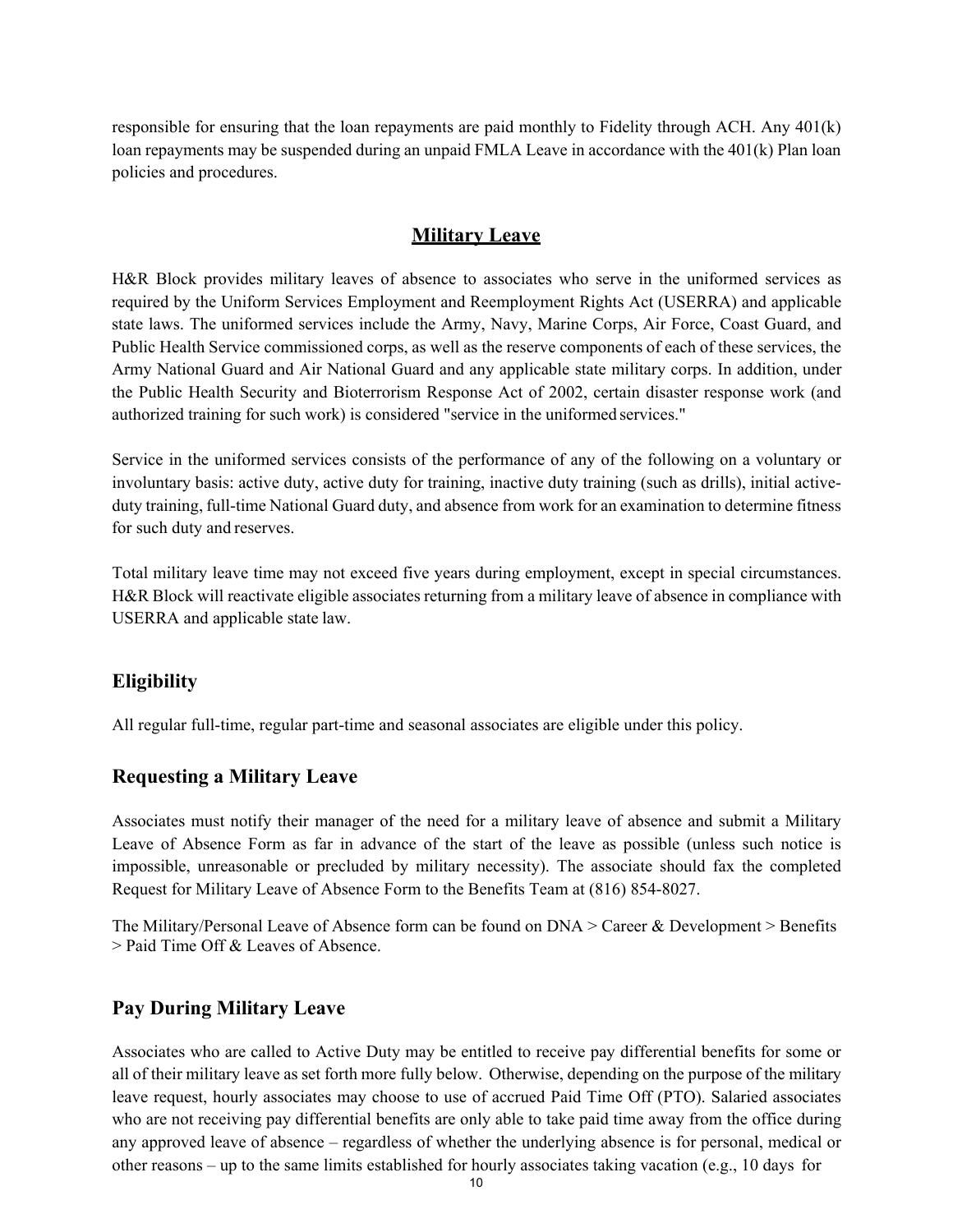responsible for ensuring that the loan repayments are paid monthly to Fidelity through ACH. Any 401(k) loan repayments may be suspended during an unpaid FMLA Leave in accordance with the 401(k) Plan loan policies and procedures.

## Military Leave

H&R Block provides military leaves of absence to associates who serve in the uniformed services as required by the Uniform Services Employment and Reemployment Rights Act (USERRA) and applicable state laws. The uniformed services include the Army, Navy, Marine Corps, Air Force, Coast Guard, and Public Health Service commissioned corps, as well as the reserve components of each of these services, the Army National Guard and Air National Guard and any applicable state military corps. In addition, under the Public Health Security and Bioterrorism Response Act of 2002, certain disaster response work (and authorized training for such work) is considered "service in the uniformed services."

Service in the uniformed services consists of the performance of any of the following on a voluntary or involuntary basis: active duty, active duty for training, inactive duty training (such as drills), initial active-duty training, full-time National Guard duty, and absence from work for an examination to determine fitness for such duty and reserves.

Total military leave time may not exceed five years during employment, except in special circumstances. H&R Block will reactivate eligible associates returning from a military leave of absence in compliance with USERRA and applicable state law.

### Eligibility

All regular full-time, regular part-time and seasonal associates are eligible under this policy.

### Requesting a Military Leave

Associates must notify their manager of the need for a military leave of absence and submit a Military Leave of Absence Form as far in advance of the start of the leave as possible (unless such notice is impossible, unreasonable or precluded by military necessity). The associate should fax the completed Request for Military Leave of Absence Form to the Benefits Team at (816) 854-8027.

The Military/Personal Leave of Absence form can be found on DNA > Career & Development > Benefits > Paid Time Off & Leaves of Absence.

### Pay During Military Leave

Associates who are called to Active Duty may be entitled to receive pay differential benefits for some or all of their military leave as set forth more fully below. Otherwise, depending on the purpose of the military leave request, hourly associates may choose to use of accrued Paid Time Off (PTO). Salaried associates who are not receiving pay differential benefits are only able to take paid time away from the office during any approved leave of absence – regardless of whether the underlying absence is for personal, medical or other reasons – up to the same limits established for hourly associates taking vacation (e.g., 10 days for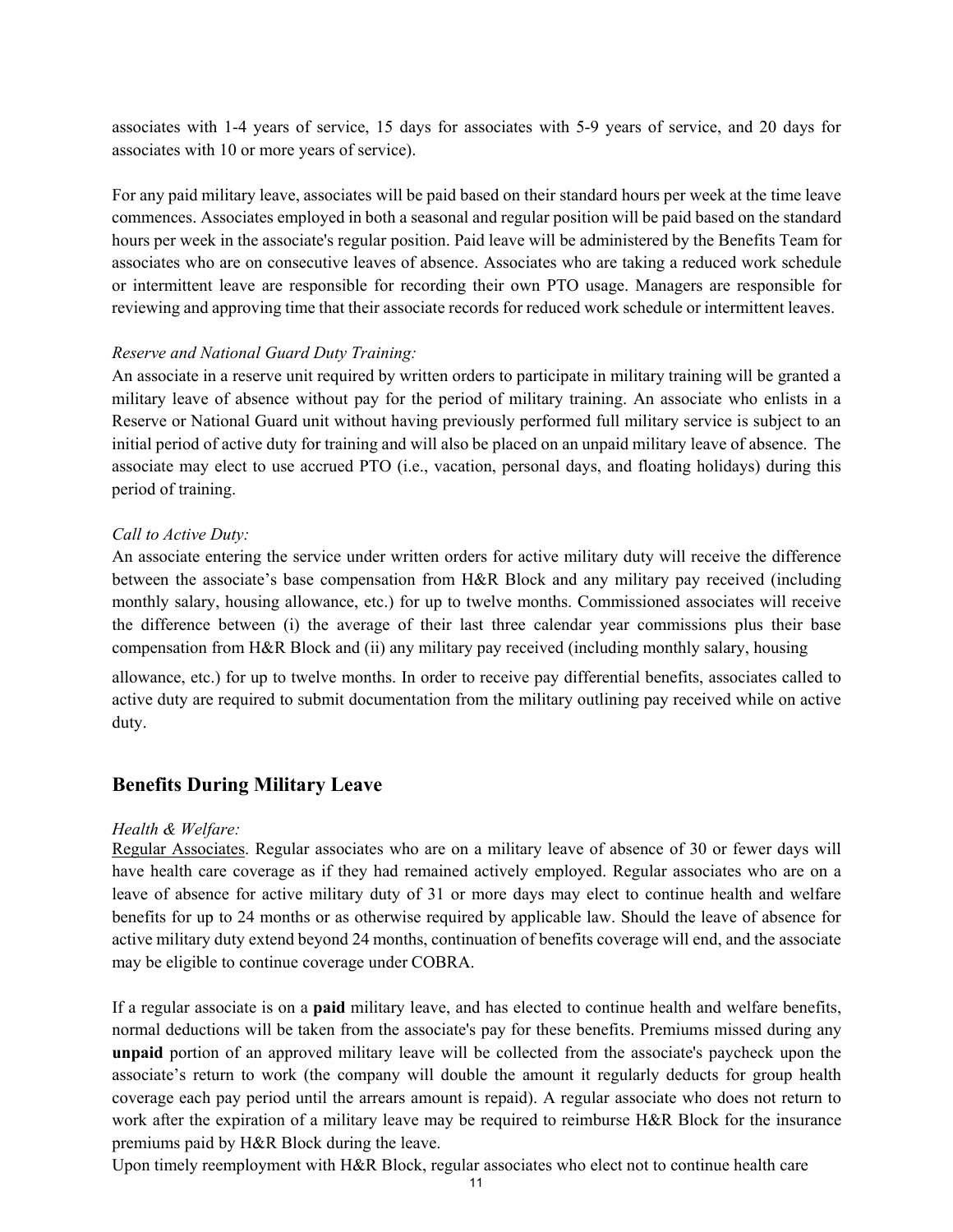associates with 1-4 years of service, 15 days for associates with 5-9 years of service, and 20 days for associates with 10 or more years of service).

For any paid military leave, associates will be paid based on their standard hours per week at the time leave commences. Associates employed in both a seasonal and regular position will be paid based on the standard hours per week in the associate's regular position. Paid leave will be administered by the Benefits Team for associates who are on consecutive leaves of absence. Associates who are taking a reduced work schedule or intermittent leave are responsible for recording their own PTO usage. Managers are responsible for reviewing and approving time that their associate records for reduced work schedule or intermittent leaves.

*Reserve and National Guard Duty Training:*
An associate in a reserve unit required by written orders to participate in military training will be granted a military leave of absence without pay for the period of military training. An associate who enlists in a Reserve or National Guard unit without having previously performed full military service is subject to an initial period of active duty for training and will also be placed on an unpaid military leave of absence. The associate may elect to use accrued PTO (i.e., vacation, personal days, and floating holidays) during this period of training.

*Call to Active Duty:*
An associate entering the service under written orders for active military duty will receive the difference between the associate's base compensation from H&R Block and any military pay received (including monthly salary, housing allowance, etc.) for up to twelve months. Commissioned associates will receive the difference between (i) the average of their last three calendar year commissions plus their base compensation from H&R Block and (ii) any military pay received (including monthly salary, housing allowance, etc.) for up to twelve months. In order to receive pay differential benefits, associates called to active duty are required to submit documentation from the military outlining pay received while on active duty.

## Benefits During Military Leave

*Health & Welfare:*
Regular Associates. Regular associates who are on a military leave of absence of 30 or fewer days will have health care coverage as if they had remained actively employed. Regular associates who are on a leave of absence for active military duty of 31 or more days may elect to continue health and welfare benefits for up to 24 months or as otherwise required by applicable law. Should the leave of absence for active military duty extend beyond 24 months, continuation of benefits coverage will end, and the associate may be eligible to continue coverage under COBRA.

If a regular associate is on a **paid** military leave, and has elected to continue health and welfare benefits, normal deductions will be taken from the associate's pay for these benefits. Premiums missed during any **unpaid** portion of an approved military leave will be collected from the associate's paycheck upon the associate's return to work (the company will double the amount it regularly deducts for group health coverage each pay period until the arrears amount is repaid). A regular associate who does not return to work after the expiration of a military leave may be required to reimburse H&R Block for the insurance premiums paid by H&R Block during the leave.
Upon timely reemployment with H&R Block, regular associates who elect not to continue health care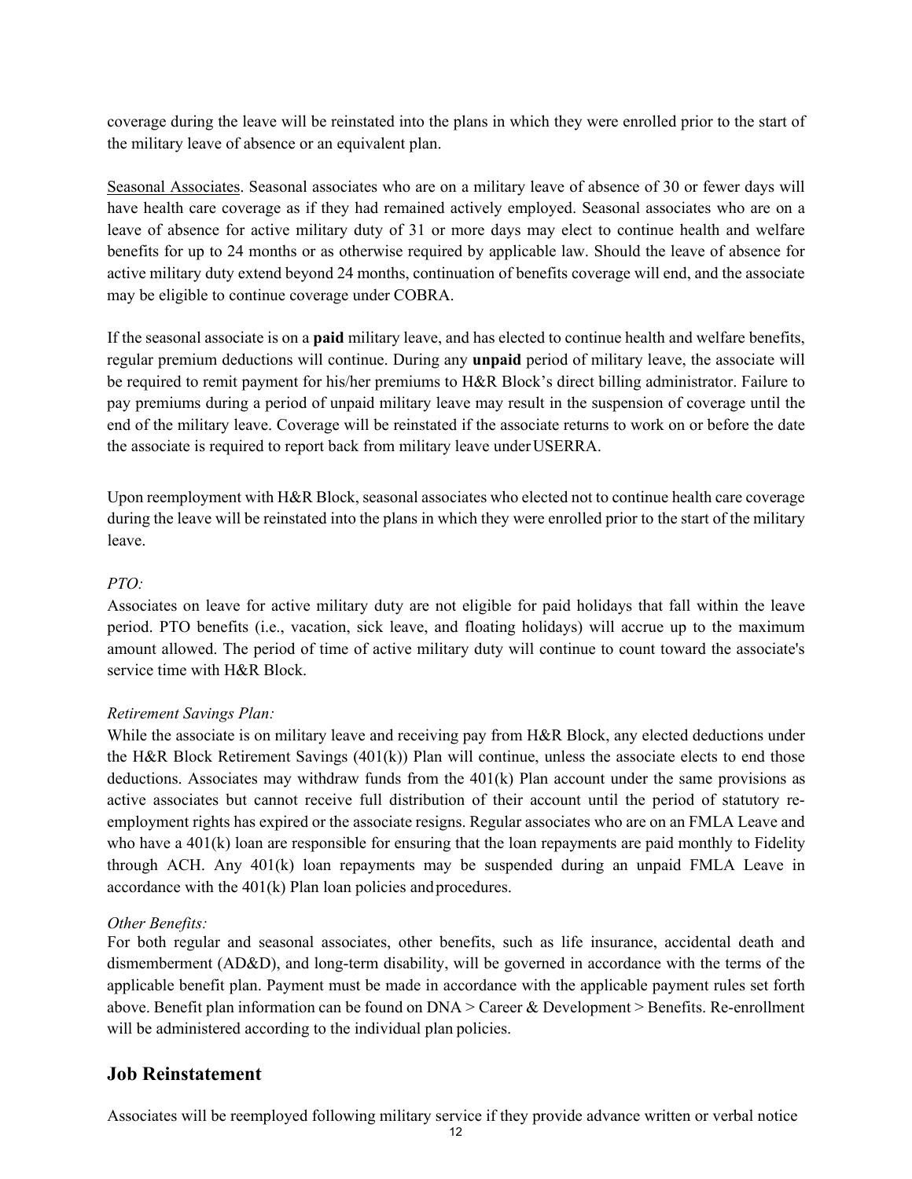coverage during the leave will be reinstated into the plans in which they were enrolled prior to the start of the military leave of absence or an equivalent plan.

Seasonal Associates. Seasonal associates who are on a military leave of absence of 30 or fewer days will have health care coverage as if they had remained actively employed. Seasonal associates who are on a leave of absence for active military duty of 31 or more days may elect to continue health and welfare benefits for up to 24 months or as otherwise required by applicable law. Should the leave of absence for active military duty extend beyond 24 months, continuation of benefits coverage will end, and the associate may be eligible to continue coverage under COBRA.

If the seasonal associate is on a **paid** military leave, and has elected to continue health and welfare benefits, regular premium deductions will continue. During any **unpaid** period of military leave, the associate will be required to remit payment for his/her premiums to H&R Block's direct billing administrator. Failure to pay premiums during a period of unpaid military leave may result in the suspension of coverage until the end of the military leave. Coverage will be reinstated if the associate returns to work on or before the date the associate is required to report back from military leave under USERRA.

Upon reemployment with H&R Block, seasonal associates who elected not to continue health care coverage during the leave will be reinstated into the plans in which they were enrolled prior to the start of the military leave.

*PTO:*

Associates on leave for active military duty are not eligible for paid holidays that fall within the leave period. PTO benefits (i.e., vacation, sick leave, and floating holidays) will accrue up to the maximum amount allowed. The period of time of active military duty will continue to count toward the associate's service time with H&R Block.

*Retirement Savings Plan:*

While the associate is on military leave and receiving pay from H&R Block, any elected deductions under the H&R Block Retirement Savings (401(k)) Plan will continue, unless the associate elects to end those deductions. Associates may withdraw funds from the 401(k) Plan account under the same provisions as active associates but cannot receive full distribution of their account until the period of statutory re-employment rights has expired or the associate resigns. Regular associates who are on an FMLA Leave and who have a 401(k) loan are responsible for ensuring that the loan repayments are paid monthly to Fidelity through ACH. Any 401(k) loan repayments may be suspended during an unpaid FMLA Leave in accordance with the 401(k) Plan loan policies and procedures.

*Other Benefits:*

For both regular and seasonal associates, other benefits, such as life insurance, accidental death and dismemberment (AD&D), and long-term disability, will be governed in accordance with the terms of the applicable benefit plan. Payment must be made in accordance with the applicable payment rules set forth above. Benefit plan information can be found on DNA > Career & Development > Benefits. Re-enrollment will be administered according to the individual plan policies.

## Job Reinstatement

Associates will be reemployed following military service if they provide advance written or verbal notice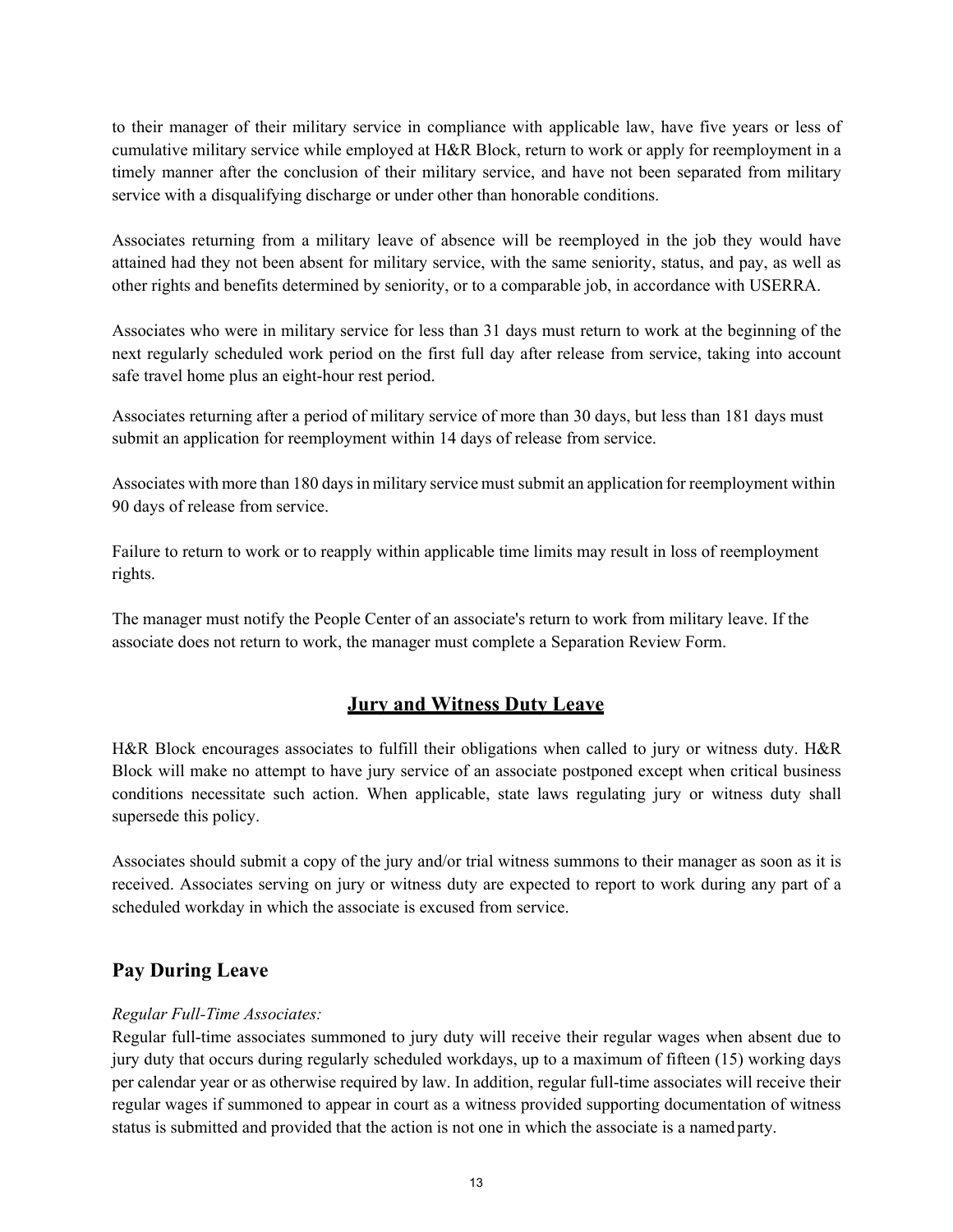to their manager of their military service in compliance with applicable law, have five years or less of cumulative military service while employed at H&R Block, return to work or apply for reemployment in a timely manner after the conclusion of their military service, and have not been separated from military service with a disqualifying discharge or under other than honorable conditions.

Associates returning from a military leave of absence will be reemployed in the job they would have attained had they not been absent for military service, with the same seniority, status, and pay, as well as other rights and benefits determined by seniority, or to a comparable job, in accordance with USERRA.

Associates who were in military service for less than 31 days must return to work at the beginning of the next regularly scheduled work period on the first full day after release from service, taking into account safe travel home plus an eight-hour rest period.

Associates returning after a period of military service of more than 30 days, but less than 181 days must submit an application for reemployment within 14 days of release from service.

Associates with more than 180 days in military service must submit an application for reemployment within 90 days of release from service.

Failure to return to work or to reapply within applicable time limits may result in loss of reemployment rights.

The manager must notify the People Center of an associate's return to work from military leave. If the associate does not return to work, the manager must complete a Separation Review Form.

## Jury and Witness Duty Leave

H&R Block encourages associates to fulfill their obligations when called to jury or witness duty. H&R Block will make no attempt to have jury service of an associate postponed except when critical business conditions necessitate such action. When applicable, state laws regulating jury or witness duty shall supersede this policy.

Associates should submit a copy of the jury and/or trial witness summons to their manager as soon as it is received. Associates serving on jury or witness duty are expected to report to work during any part of a scheduled workday in which the associate is excused from service.

### Pay During Leave

*Regular Full-Time Associates:*
Regular full-time associates summoned to jury duty will receive their regular wages when absent due to jury duty that occurs during regularly scheduled workdays, up to a maximum of fifteen (15) working days per calendar year or as otherwise required by law. In addition, regular full-time associates will receive their regular wages if summoned to appear in court as a witness provided supporting documentation of witness status is submitted and provided that the action is not one in which the associate is a named party.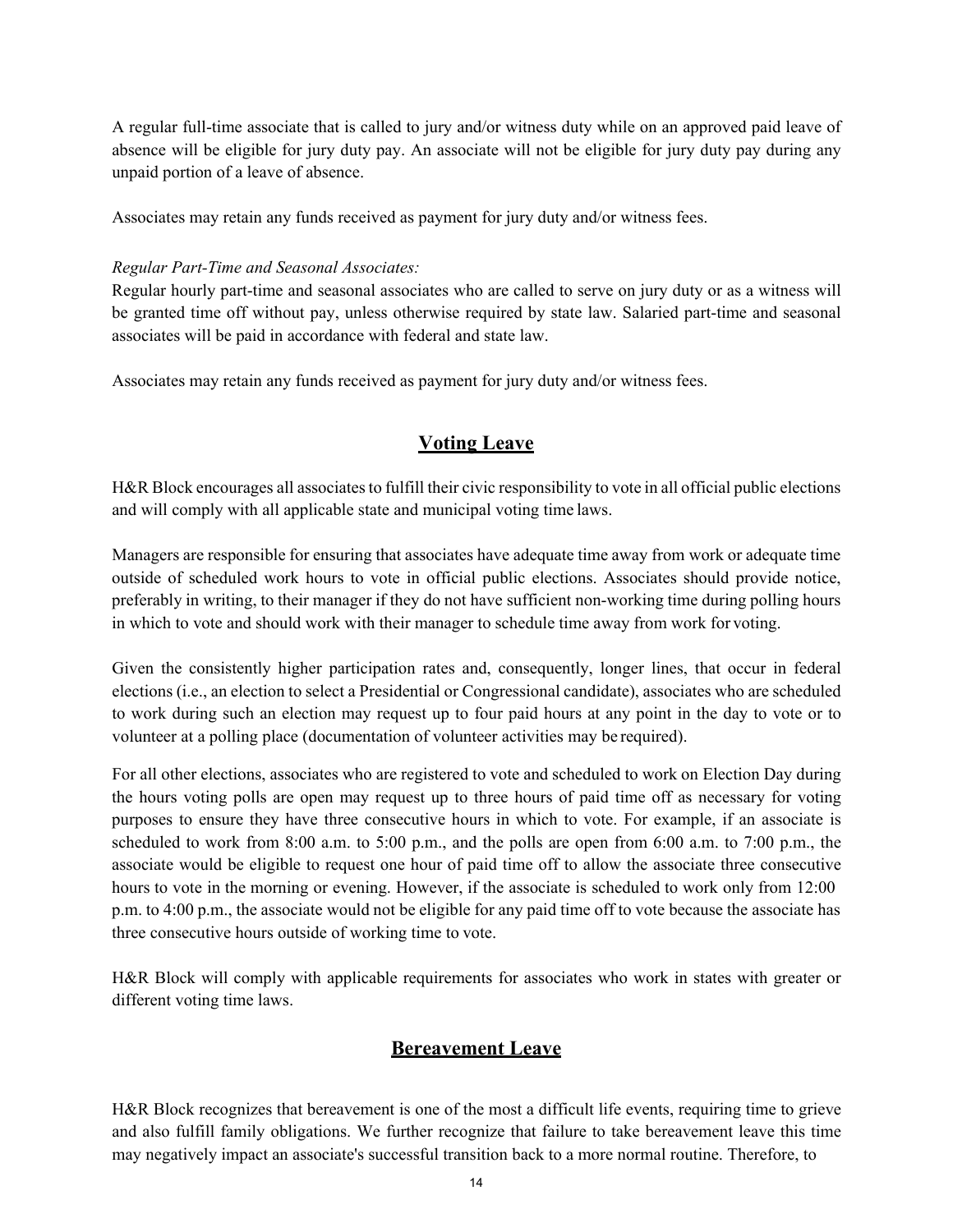A regular full-time associate that is called to jury and/or witness duty while on an approved paid leave of absence will be eligible for jury duty pay. An associate will not be eligible for jury duty pay during any unpaid portion of a leave of absence.

Associates may retain any funds received as payment for jury duty and/or witness fees.

*Regular Part-Time and Seasonal Associates:*

Regular hourly part-time and seasonal associates who are called to serve on jury duty or as a witness will be granted time off without pay, unless otherwise required by state law. Salaried part-time and seasonal associates will be paid in accordance with federal and state law.

Associates may retain any funds received as payment for jury duty and/or witness fees.

## Voting Leave

H&R Block encourages all associates to fulfill their civic responsibility to vote in all official public elections and will comply with all applicable state and municipal voting time laws.

Managers are responsible for ensuring that associates have adequate time away from work or adequate time outside of scheduled work hours to vote in official public elections. Associates should provide notice, preferably in writing, to their manager if they do not have sufficient non-working time during polling hours in which to vote and should work with their manager to schedule time away from work for voting.

Given the consistently higher participation rates and, consequently, longer lines, that occur in federal elections (i.e., an election to select a Presidential or Congressional candidate), associates who are scheduled to work during such an election may request up to four paid hours at any point in the day to vote or to volunteer at a polling place (documentation of volunteer activities may be required).

For all other elections, associates who are registered to vote and scheduled to work on Election Day during the hours voting polls are open may request up to three hours of paid time off as necessary for voting purposes to ensure they have three consecutive hours in which to vote. For example, if an associate is scheduled to work from 8:00 a.m. to 5:00 p.m., and the polls are open from 6:00 a.m. to 7:00 p.m., the associate would be eligible to request one hour of paid time off to allow the associate three consecutive hours to vote in the morning or evening. However, if the associate is scheduled to work only from 12:00 p.m. to 4:00 p.m., the associate would not be eligible for any paid time off to vote because the associate has three consecutive hours outside of working time to vote.

H&R Block will comply with applicable requirements for associates who work in states with greater or different voting time laws.

## Bereavement Leave

H&R Block recognizes that bereavement is one of the most a difficult life events, requiring time to grieve and also fulfill family obligations. We further recognize that failure to take bereavement leave this time may negatively impact an associate's successful transition back to a more normal routine. Therefore, to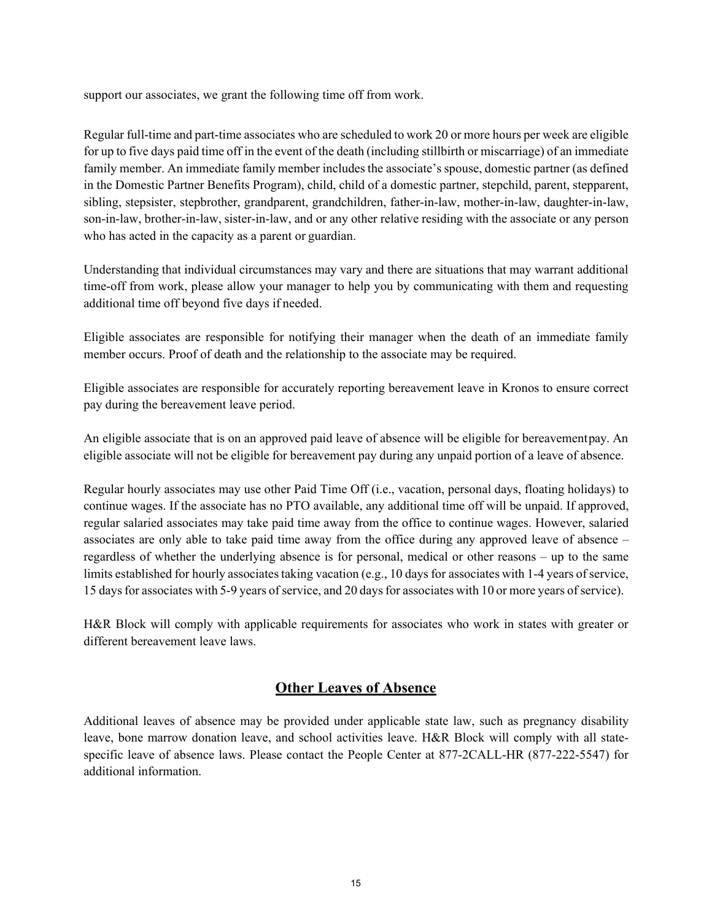support our associates, we grant the following time off from work.

Regular full-time and part-time associates who are scheduled to work 20 or more hours per week are eligible for up to five days paid time off in the event of the death (including stillbirth or miscarriage) of an immediate family member. An immediate family member includes the associate's spouse, domestic partner (as defined in the Domestic Partner Benefits Program), child, child of a domestic partner, stepchild, parent, stepparent, sibling, stepsister, stepbrother, grandparent, grandchildren, father-in-law, mother-in-law, daughter-in-law, son-in-law, brother-in-law, sister-in-law, and or any other relative residing with the associate or any person who has acted in the capacity as a parent or guardian.

Understanding that individual circumstances may vary and there are situations that may warrant additional time-off from work, please allow your manager to help you by communicating with them and requesting additional time off beyond five days if needed.

Eligible associates are responsible for notifying their manager when the death of an immediate family member occurs. Proof of death and the relationship to the associate may be required.

Eligible associates are responsible for accurately reporting bereavement leave in Kronos to ensure correct pay during the bereavement leave period.

An eligible associate that is on an approved paid leave of absence will be eligible for bereavement pay. An eligible associate will not be eligible for bereavement pay during any unpaid portion of a leave of absence.

Regular hourly associates may use other Paid Time Off (i.e., vacation, personal days, floating holidays) to continue wages. If the associate has no PTO available, any additional time off will be unpaid. If approved, regular salaried associates may take paid time away from the office to continue wages. However, salaried associates are only able to take paid time away from the office during any approved leave of absence – regardless of whether the underlying absence is for personal, medical or other reasons – up to the same limits established for hourly associates taking vacation (e.g., 10 days for associates with 1-4 years of service, 15 days for associates with 5-9 years of service, and 20 days for associates with 10 or more years of service).

H&R Block will comply with applicable requirements for associates who work in states with greater or different bereavement leave laws.

## Other Leaves of Absence

Additional leaves of absence may be provided under applicable state law, such as pregnancy disability leave, bone marrow donation leave, and school activities leave. H&R Block will comply with all state-specific leave of absence laws. Please contact the People Center at 877-2CALL-HR (877-222-5547) for additional information.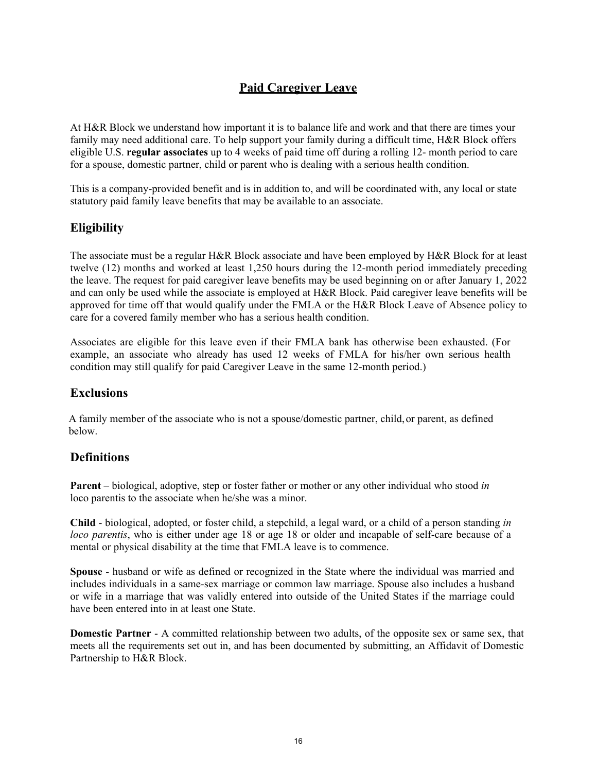# Paid Caregiver Leave

At H&R Block we understand how important it is to balance life and work and that there are times your family may need additional care. To help support your family during a difficult time, H&R Block offers eligible U.S. **regular associates** up to 4 weeks of paid time off during a rolling 12- month period to care for a spouse, domestic partner, child or parent who is dealing with a serious health condition.

This is a company-provided benefit and is in addition to, and will be coordinated with, any local or state statutory paid family leave benefits that may be available to an associate.

## Eligibility

The associate must be a regular H&R Block associate and have been employed by H&R Block for at least twelve (12) months and worked at least 1,250 hours during the 12-month period immediately preceding the leave. The request for paid caregiver leave benefits may be used beginning on or after January 1, 2022 and can only be used while the associate is employed at H&R Block. Paid caregiver leave benefits will be approved for time off that would qualify under the FMLA or the H&R Block Leave of Absence policy to care for a covered family member who has a serious health condition.

Associates are eligible for this leave even if their FMLA bank has otherwise been exhausted. (For example, an associate who already has used 12 weeks of FMLA for his/her own serious health condition may still qualify for paid Caregiver Leave in the same 12-month period.)

## Exclusions

A family member of the associate who is not a spouse/domestic partner, child, or parent, as defined below.

## Definitions

**Parent** – biological, adoptive, step or foster father or mother or any other individual who stood *in* loco parentis to the associate when he/she was a minor.

**Child** - biological, adopted, or foster child, a stepchild, a legal ward, or a child of a person standing *in loco parentis*, who is either under age 18 or age 18 or older and incapable of self-care because of a mental or physical disability at the time that FMLA leave is to commence.

**Spouse** - husband or wife as defined or recognized in the State where the individual was married and includes individuals in a same-sex marriage or common law marriage. Spouse also includes a husband or wife in a marriage that was validly entered into outside of the United States if the marriage could have been entered into in at least one State.

**Domestic Partner** - A committed relationship between two adults, of the opposite sex or same sex, that meets all the requirements set out in, and has been documented by submitting, an Affidavit of Domestic Partnership to H&R Block.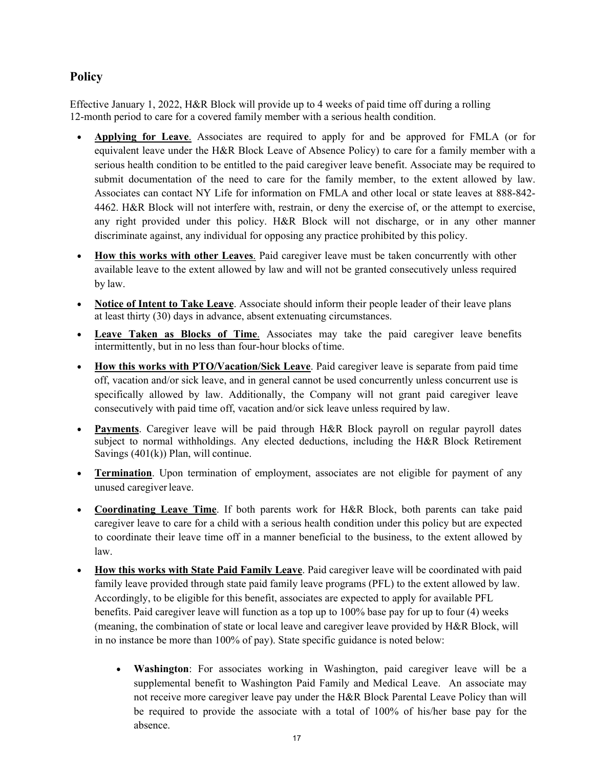## Policy

Effective January 1, 2022, H&R Block will provide up to 4 weeks of paid time off during a rolling 12-month period to care for a covered family member with a serious health condition.

- **<u>Applying for Leave</u>**. Associates are required to apply for and be approved for FMLA (or for equivalent leave under the H&R Block Leave of Absence Policy) to care for a family member with a serious health condition to be entitled to the paid caregiver leave benefit. Associate may be required to submit documentation of the need to care for the family member, to the extent allowed by law. Associates can contact NY Life for information on FMLA and other local or state leaves at 888-842-4462. H&R Block will not interfere with, restrain, or deny the exercise of, or the attempt to exercise, any right provided under this policy. H&R Block will not discharge, or in any other manner discriminate against, any individual for opposing any practice prohibited by this policy.
- **<u>How this works with other Leaves</u>**. Paid caregiver leave must be taken concurrently with other available leave to the extent allowed by law and will not be granted consecutively unless required by law.
- **<u>Notice of Intent to Take Leave</u>**. Associate should inform their people leader of their leave plans at least thirty (30) days in advance, absent extenuating circumstances.
- **<u>Leave Taken as Blocks of Time</u>**. Associates may take the paid caregiver leave benefits intermittently, but in no less than four-hour blocks of time.
- **<u>How this works with PTO/Vacation/Sick Leave</u>**. Paid caregiver leave is separate from paid time off, vacation and/or sick leave, and in general cannot be used concurrently unless concurrent use is specifically allowed by law. Additionally, the Company will not grant paid caregiver leave consecutively with paid time off, vacation and/or sick leave unless required by law.
- **<u>Payments</u>**. Caregiver leave will be paid through H&R Block payroll on regular payroll dates subject to normal withholdings. Any elected deductions, including the H&R Block Retirement Savings (401(k)) Plan, will continue.
- **<u>Termination</u>**. Upon termination of employment, associates are not eligible for payment of any unused caregiver leave.
- **<u>Coordinating Leave Time</u>**. If both parents work for H&R Block, both parents can take paid caregiver leave to care for a child with a serious health condition under this policy but are expected to coordinate their leave time off in a manner beneficial to the business, to the extent allowed by law.
- **<u>How this works with State Paid Family Leave</u>**. Paid caregiver leave will be coordinated with paid family leave provided through state paid family leave programs (PFL) to the extent allowed by law. Accordingly, to be eligible for this benefit, associates are expected to apply for available PFL benefits. Paid caregiver leave will function as a top up to 100% base pay for up to four (4) weeks (meaning, the combination of state or local leave and caregiver leave provided by H&R Block, will in no instance be more than 100% of pay). State specific guidance is noted below:
  - **Washington**: For associates working in Washington, paid caregiver leave will be a supplemental benefit to Washington Paid Family and Medical Leave. An associate may not receive more caregiver leave pay under the H&R Block Parental Leave Policy than will be required to provide the associate with a total of 100% of his/her base pay for the absence.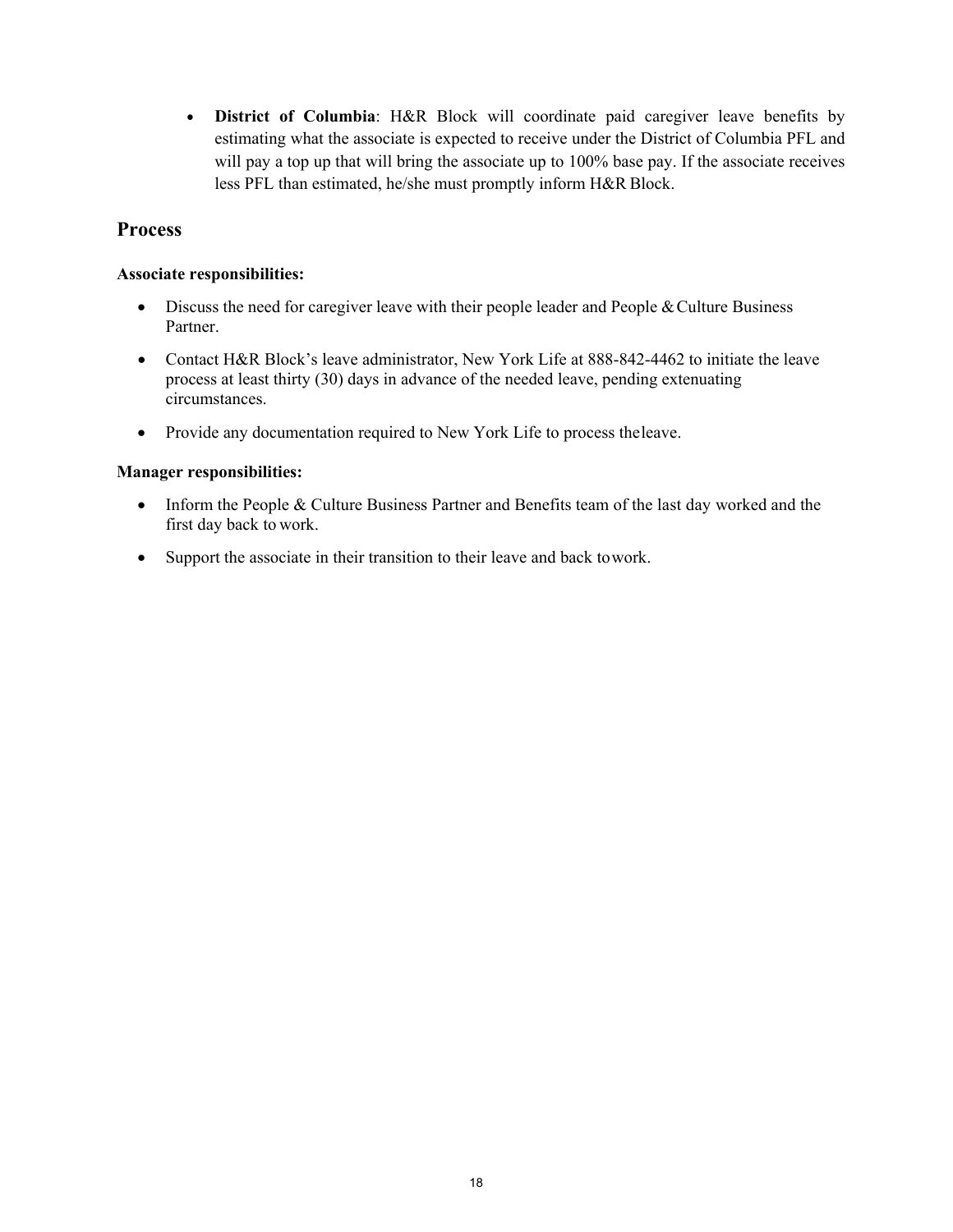- **District of Columbia**: H&R Block will coordinate paid caregiver leave benefits by estimating what the associate is expected to receive under the District of Columbia PFL and will pay a top up that will bring the associate up to 100% base pay. If the associate receives less PFL than estimated, he/she must promptly inform H&R Block.

## Process

**Associate responsibilities:**

- Discuss the need for caregiver leave with their people leader and People & Culture Business Partner.
- Contact H&R Block's leave administrator, New York Life at 888-842-4462 to initiate the leave process at least thirty (30) days in advance of the needed leave, pending extenuating circumstances.
- Provide any documentation required to New York Life to process the leave.

**Manager responsibilities:**

- Inform the People & Culture Business Partner and Benefits team of the last day worked and the first day back to work.
- Support the associate in their transition to their leave and back to work.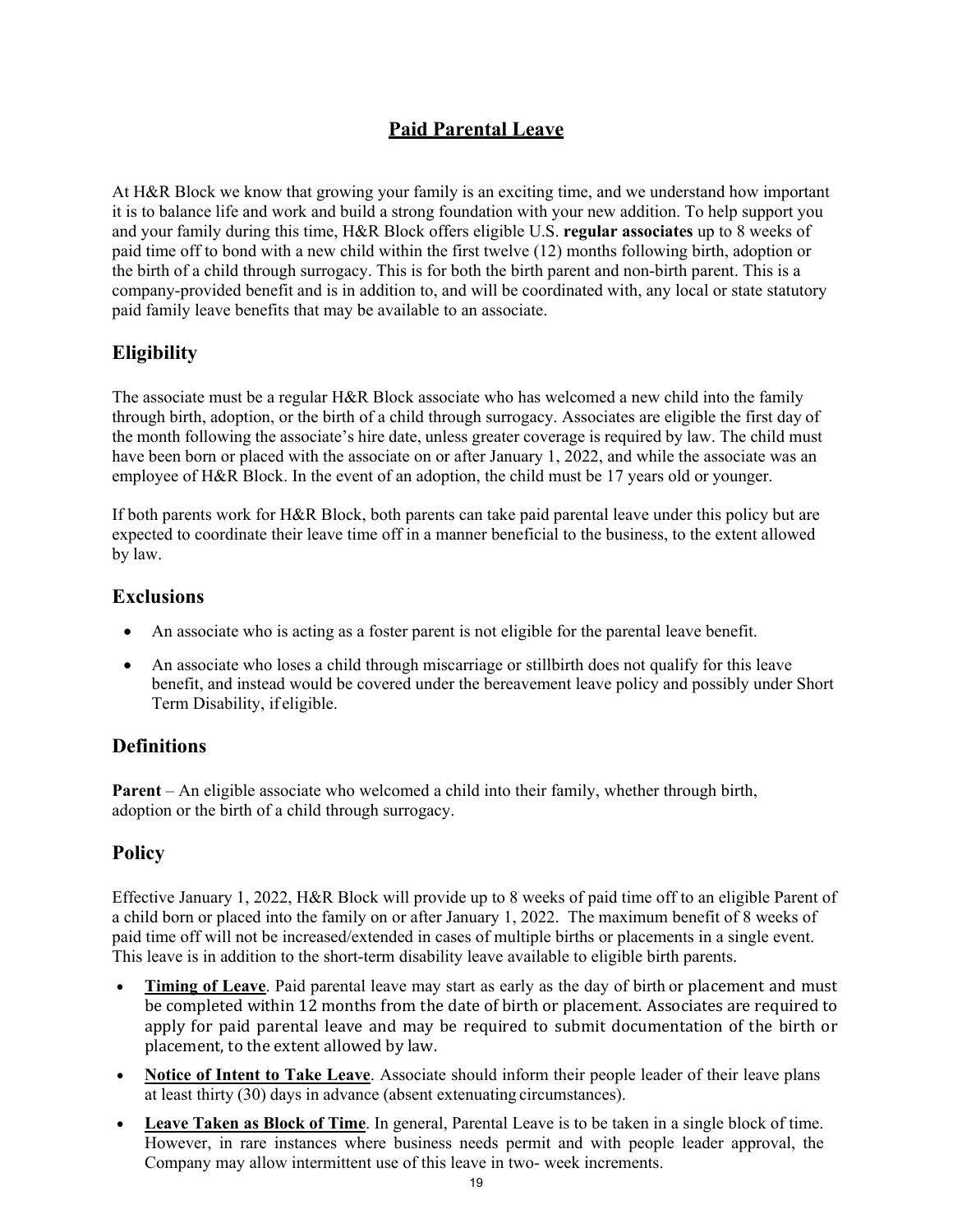# Paid Parental Leave

At H&R Block we know that growing your family is an exciting time, and we understand how important it is to balance life and work and build a strong foundation with your new addition. To help support you and your family during this time, H&R Block offers eligible U.S. **regular associates** up to 8 weeks of paid time off to bond with a new child within the first twelve (12) months following birth, adoption or the birth of a child through surrogacy. This is for both the birth parent and non-birth parent. This is a company-provided benefit and is in addition to, and will be coordinated with, any local or state statutory paid family leave benefits that may be available to an associate.

## Eligibility

The associate must be a regular H&R Block associate who has welcomed a new child into the family through birth, adoption, or the birth of a child through surrogacy. Associates are eligible the first day of the month following the associate's hire date, unless greater coverage is required by law. The child must have been born or placed with the associate on or after January 1, 2022, and while the associate was an employee of H&R Block. In the event of an adoption, the child must be 17 years old or younger.

If both parents work for H&R Block, both parents can take paid parental leave under this policy but are expected to coordinate their leave time off in a manner beneficial to the business, to the extent allowed by law.

## Exclusions

- An associate who is acting as a foster parent is not eligible for the parental leave benefit.
- An associate who loses a child through miscarriage or stillbirth does not qualify for this leave benefit, and instead would be covered under the bereavement leave policy and possibly under Short Term Disability, if eligible.

## Definitions

**Parent** – An eligible associate who welcomed a child into their family, whether through birth, adoption or the birth of a child through surrogacy.

## Policy

Effective January 1, 2022, H&R Block will provide up to 8 weeks of paid time off to an eligible Parent of a child born or placed into the family on or after January 1, 2022. The maximum benefit of 8 weeks of paid time off will not be increased/extended in cases of multiple births or placements in a single event. This leave is in addition to the short-term disability leave available to eligible birth parents.

- **Timing of Leave**. Paid parental leave may start as early as the day of birth or placement and must be completed within 12 months from the date of birth or placement. Associates are required to apply for paid parental leave and may be required to submit documentation of the birth or placement, to the extent allowed by law.
- **Notice of Intent to Take Leave**. Associate should inform their people leader of their leave plans at least thirty (30) days in advance (absent extenuating circumstances).
- **Leave Taken as Block of Time**. In general, Parental Leave is to be taken in a single block of time. However, in rare instances where business needs permit and with people leader approval, the Company may allow intermittent use of this leave in two- week increments.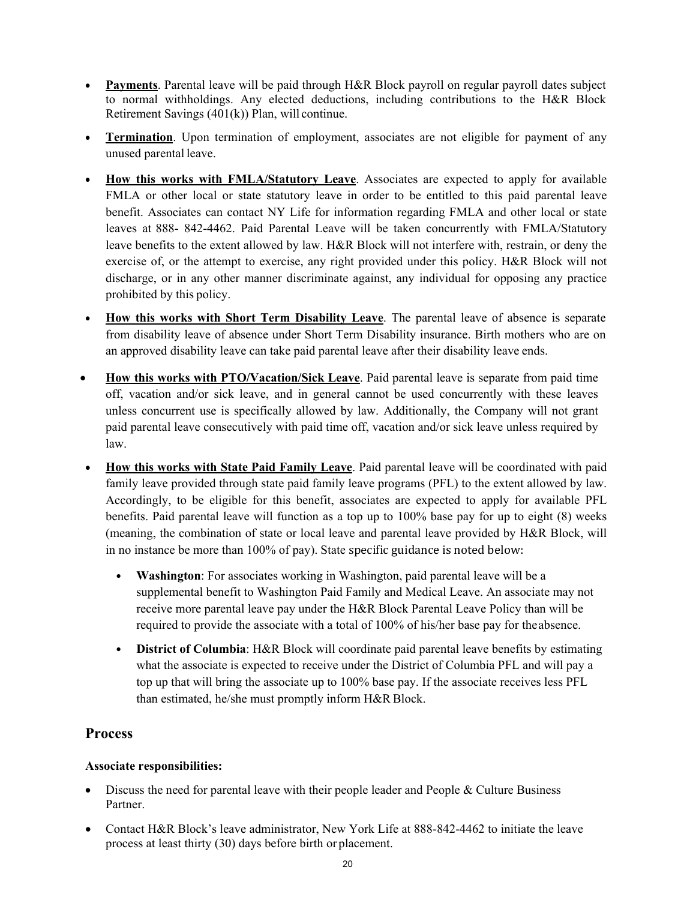- **Payments**. Parental leave will be paid through H&R Block payroll on regular payroll dates subject to normal withholdings. Any elected deductions, including contributions to the H&R Block Retirement Savings (401(k)) Plan, will continue.

- **Termination**. Upon termination of employment, associates are not eligible for payment of any unused parental leave.

- **How this works with FMLA/Statutory Leave**. Associates are expected to apply for available FMLA or other local or state statutory leave in order to be entitled to this paid parental leave benefit. Associates can contact NY Life for information regarding FMLA and other local or state leaves at 888- 842-4462. Paid Parental Leave will be taken concurrently with FMLA/Statutory leave benefits to the extent allowed by law. H&R Block will not interfere with, restrain, or deny the exercise of, or the attempt to exercise, any right provided under this policy. H&R Block will not discharge, or in any other manner discriminate against, any individual for opposing any practice prohibited by this policy.

- **How this works with Short Term Disability Leave**. The parental leave of absence is separate from disability leave of absence under Short Term Disability insurance. Birth mothers who are on an approved disability leave can take paid parental leave after their disability leave ends.

- **How this works with PTO/Vacation/Sick Leave**. Paid parental leave is separate from paid time off, vacation and/or sick leave, and in general cannot be used concurrently with these leaves unless concurrent use is specifically allowed by law. Additionally, the Company will not grant paid parental leave consecutively with paid time off, vacation and/or sick leave unless required by law.

- **How this works with State Paid Family Leave**. Paid parental leave will be coordinated with paid family leave provided through state paid family leave programs (PFL) to the extent allowed by law. Accordingly, to be eligible for this benefit, associates are expected to apply for available PFL benefits. Paid parental leave will function as a top up to 100% base pay for up to eight (8) weeks (meaning, the combination of state or local leave and parental leave provided by H&R Block, will in no instance be more than 100% of pay). State specific guidance is noted below:

  - **Washington**: For associates working in Washington, paid parental leave will be a supplemental benefit to Washington Paid Family and Medical Leave. An associate may not receive more parental leave pay under the H&R Block Parental Leave Policy than will be required to provide the associate with a total of 100% of his/her base pay for the absence.

  - **District of Columbia**: H&R Block will coordinate paid parental leave benefits by estimating what the associate is expected to receive under the District of Columbia PFL and will pay a top up that will bring the associate up to 100% base pay. If the associate receives less PFL than estimated, he/she must promptly inform H&R Block.

## Process

**Associate responsibilities:**

- Discuss the need for parental leave with their people leader and People & Culture Business Partner.

- Contact H&R Block's leave administrator, New York Life at 888-842-4462 to initiate the leave process at least thirty (30) days before birth or placement.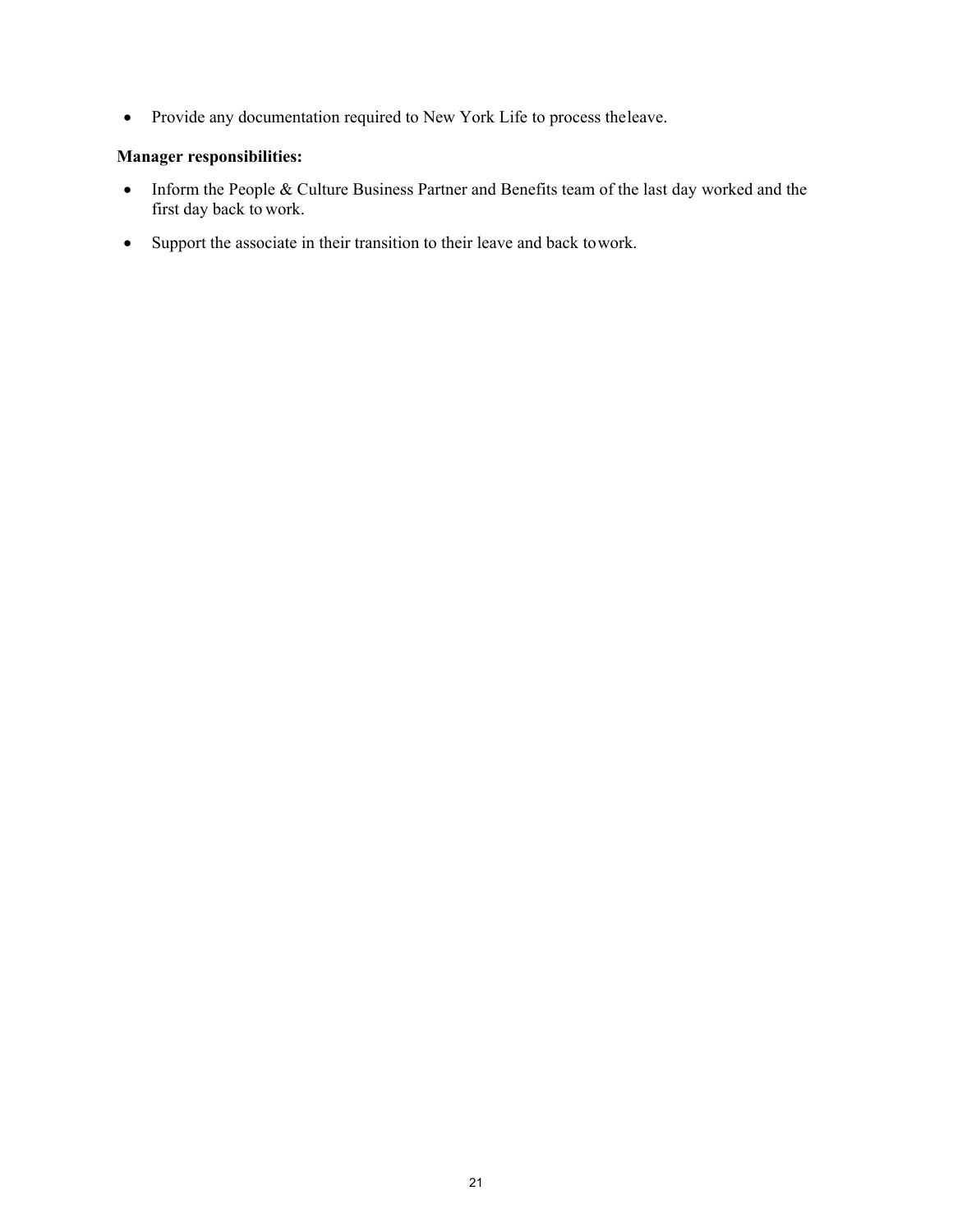- Provide any documentation required to New York Life to process the leave.

**Manager responsibilities:**

- Inform the People & Culture Business Partner and Benefits team of the last day worked and the first day back to work.
- Support the associate in their transition to their leave and back to work.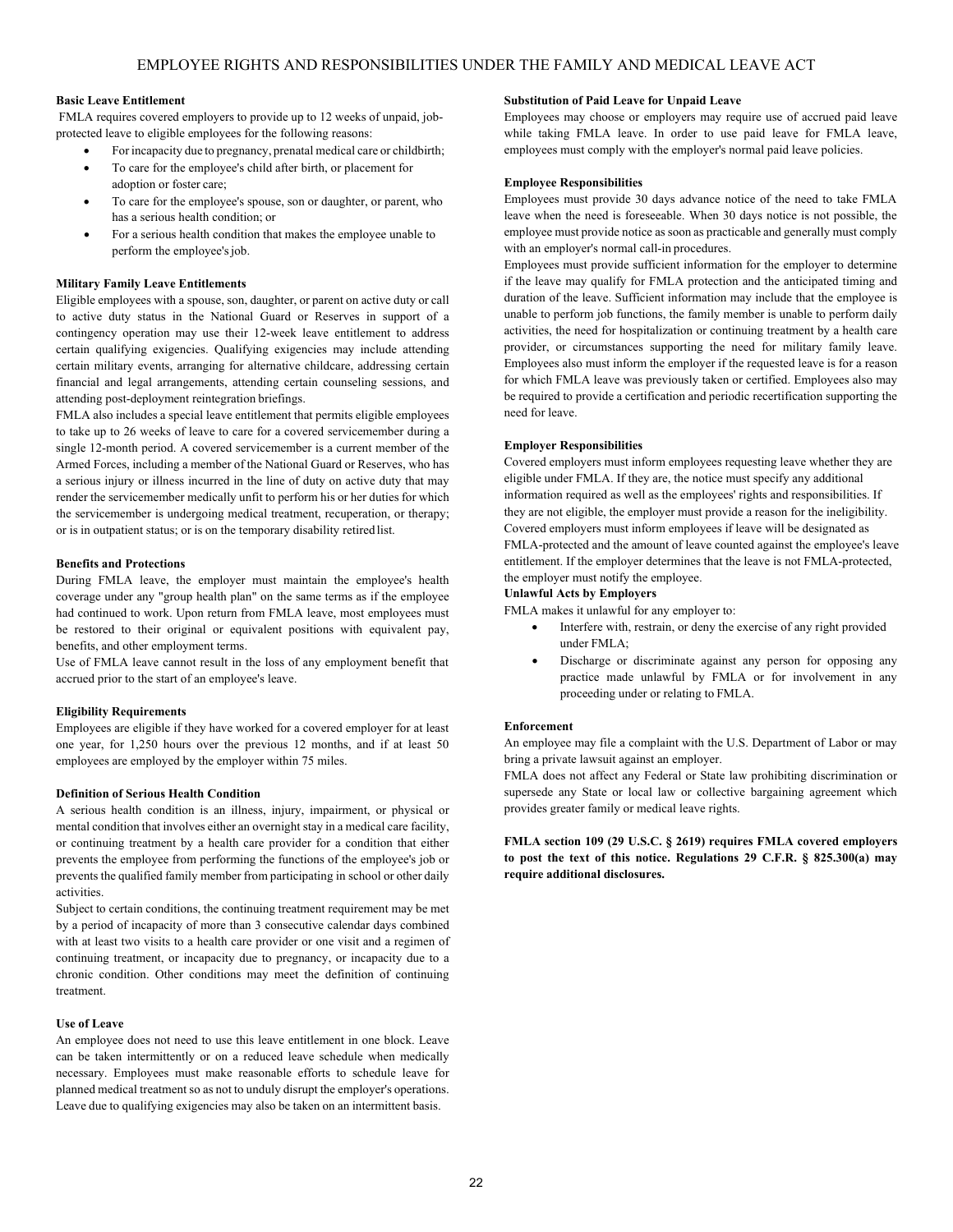# EMPLOYEE RIGHTS AND RESPONSIBILITIES UNDER THE FAMILY AND MEDICAL LEAVE ACT

**Basic Leave Entitlement**

FMLA requires covered employers to provide up to 12 weeks of unpaid, job-protected leave to eligible employees for the following reasons:

- For incapacity due to pregnancy, prenatal medical care or childbirth;
- To care for the employee's child after birth, or placement for adoption or foster care;
- To care for the employee's spouse, son or daughter, or parent, who has a serious health condition; or
- For a serious health condition that makes the employee unable to perform the employee's job.

**Military Family Leave Entitlements**

Eligible employees with a spouse, son, daughter, or parent on active duty or call to active duty status in the National Guard or Reserves in support of a contingency operation may use their 12-week leave entitlement to address certain qualifying exigencies. Qualifying exigencies may include attending certain military events, arranging for alternative childcare, addressing certain financial and legal arrangements, attending certain counseling sessions, and attending post-deployment reintegration briefings.

FMLA also includes a special leave entitlement that permits eligible employees to take up to 26 weeks of leave to care for a covered servicemember during a single 12-month period. A covered servicemember is a current member of the Armed Forces, including a member of the National Guard or Reserves, who has a serious injury or illness incurred in the line of duty on active duty that may render the servicemember medically unfit to perform his or her duties for which the servicemember is undergoing medical treatment, recuperation, or therapy; or is in outpatient status; or is on the temporary disability retired list.

**Benefits and Protections**

During FMLA leave, the employer must maintain the employee's health coverage under any "group health plan" on the same terms as if the employee had continued to work. Upon return from FMLA leave, most employees must be restored to their original or equivalent positions with equivalent pay, benefits, and other employment terms.

Use of FMLA leave cannot result in the loss of any employment benefit that accrued prior to the start of an employee's leave.

**Eligibility Requirements**

Employees are eligible if they have worked for a covered employer for at least one year, for 1,250 hours over the previous 12 months, and if at least 50 employees are employed by the employer within 75 miles.

**Definition of Serious Health Condition**

A serious health condition is an illness, injury, impairment, or physical or mental condition that involves either an overnight stay in a medical care facility, or continuing treatment by a health care provider for a condition that either prevents the employee from performing the functions of the employee's job or prevents the qualified family member from participating in school or other daily activities.

Subject to certain conditions, the continuing treatment requirement may be met by a period of incapacity of more than 3 consecutive calendar days combined with at least two visits to a health care provider or one visit and a regimen of continuing treatment, or incapacity due to pregnancy, or incapacity due to a chronic condition. Other conditions may meet the definition of continuing treatment.

**Use of Leave**

An employee does not need to use this leave entitlement in one block. Leave can be taken intermittently or on a reduced leave schedule when medically necessary. Employees must make reasonable efforts to schedule leave for planned medical treatment so as not to unduly disrupt the employer's operations. Leave due to qualifying exigencies may also be taken on an intermittent basis.

**Substitution of Paid Leave for Unpaid Leave**

Employees may choose or employers may require use of accrued paid leave while taking FMLA leave. In order to use paid leave for FMLA leave, employees must comply with the employer's normal paid leave policies.

**Employee Responsibilities**

Employees must provide 30 days advance notice of the need to take FMLA leave when the need is foreseeable. When 30 days notice is not possible, the employee must provide notice as soon as practicable and generally must comply with an employer's normal call-in procedures.

Employees must provide sufficient information for the employer to determine if the leave may qualify for FMLA protection and the anticipated timing and duration of the leave. Sufficient information may include that the employee is unable to perform job functions, the family member is unable to perform daily activities, the need for hospitalization or continuing treatment by a health care provider, or circumstances supporting the need for military family leave. Employees also must inform the employer if the requested leave is for a reason for which FMLA leave was previously taken or certified. Employees also may be required to provide a certification and periodic recertification supporting the need for leave.

**Employer Responsibilities**

Covered employers must inform employees requesting leave whether they are eligible under FMLA. If they are, the notice must specify any additional information required as well as the employees' rights and responsibilities. If they are not eligible, the employer must provide a reason for the ineligibility. Covered employers must inform employees if leave will be designated as FMLA-protected and the amount of leave counted against the employee's leave entitlement. If the employer determines that the leave is not FMLA-protected, the employer must notify the employee.

**Unlawful Acts by Employers**

FMLA makes it unlawful for any employer to:

- Interfere with, restrain, or deny the exercise of any right provided under FMLA;
- Discharge or discriminate against any person for opposing any practice made unlawful by FMLA or for involvement in any proceeding under or relating to FMLA.

**Enforcement**

An employee may file a complaint with the U.S. Department of Labor or may bring a private lawsuit against an employer.

FMLA does not affect any Federal or State law prohibiting discrimination or supersede any State or local law or collective bargaining agreement which provides greater family or medical leave rights.

**FMLA section 109 (29 U.S.C. § 2619) requires FMLA covered employers to post the text of this notice. Regulations 29 C.F.R. § 825.300(a) may require additional disclosures.**